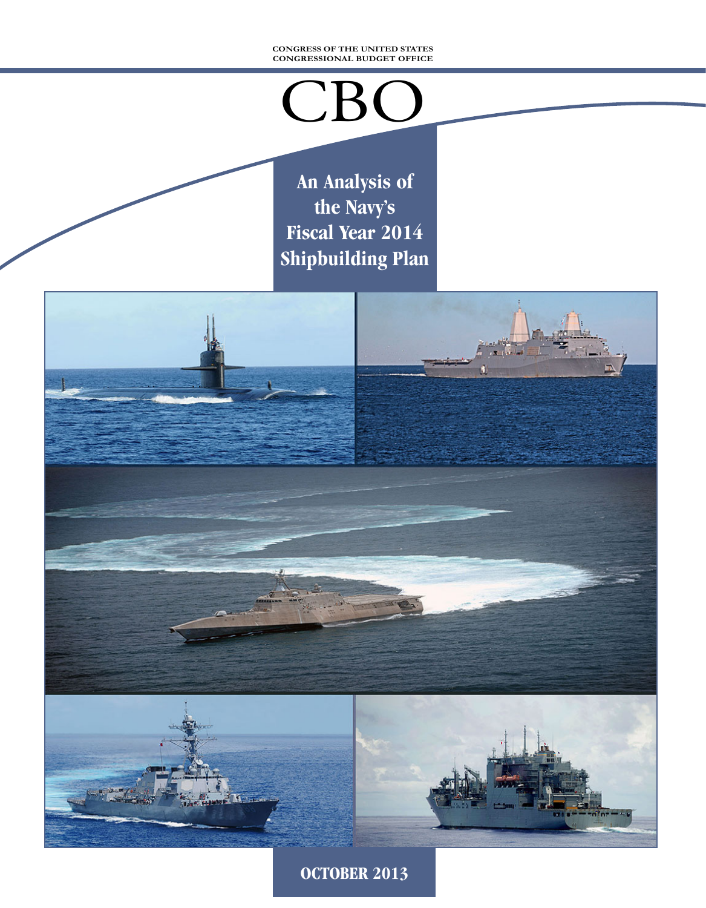CONGRESS OF THE UNITED STATES
CONGRESSIONAL BUDGET OFFICE

# CBO

## An Analysis of the Navy's Fiscal Year 2014 Shipbuilding Plan

**OCTOBER 2013**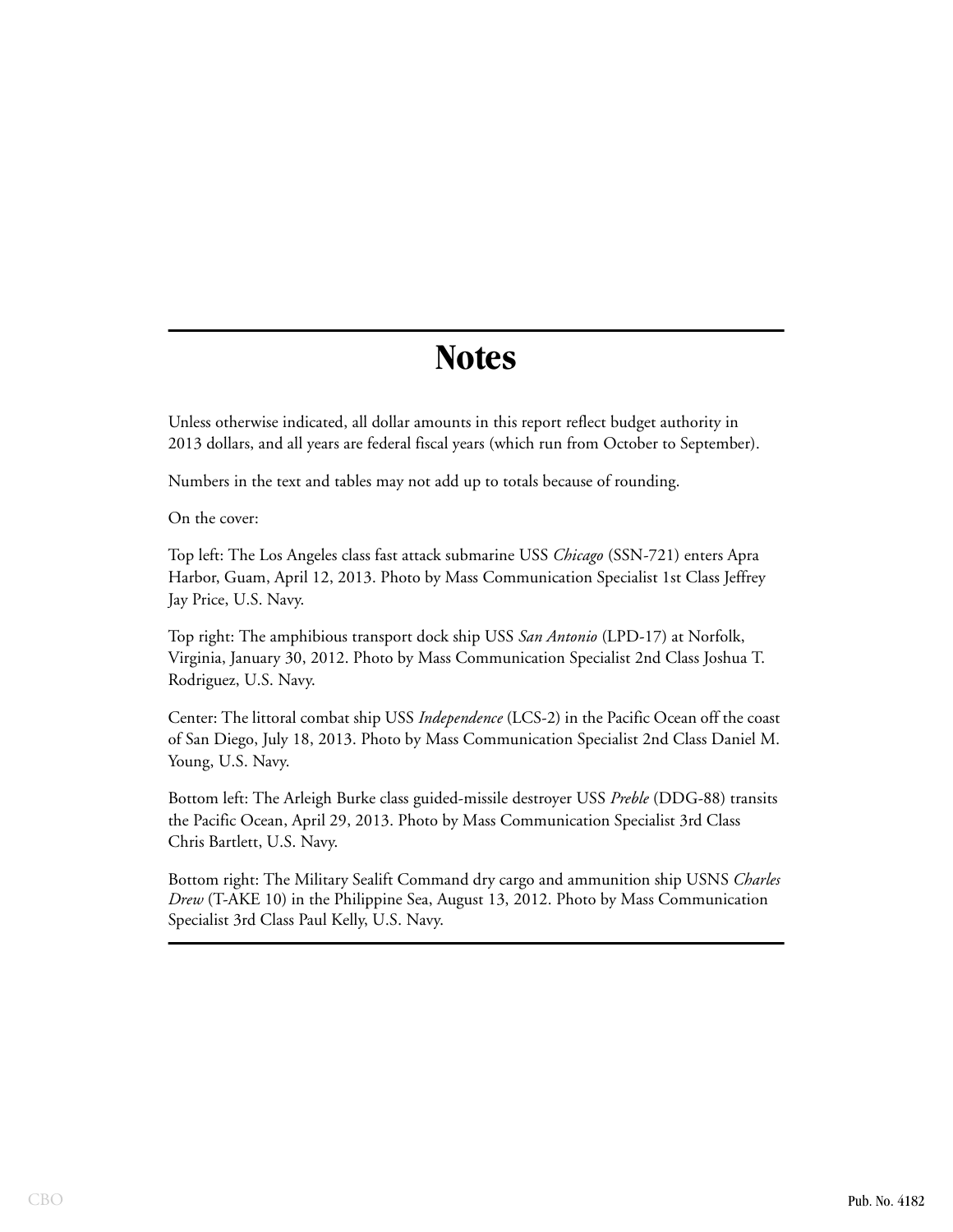# Notes

Unless otherwise indicated, all dollar amounts in this report reflect budget authority in 2013 dollars, and all years are federal fiscal years (which run from October to September).

Numbers in the text and tables may not add up to totals because of rounding.

On the cover:

Top left: The Los Angeles class fast attack submarine USS *Chicago* (SSN-721) enters Apra Harbor, Guam, April 12, 2013. Photo by Mass Communication Specialist 1st Class Jeffrey Jay Price, U.S. Navy.

Top right: The amphibious transport dock ship USS *San Antonio* (LPD-17) at Norfolk, Virginia, January 30, 2012. Photo by Mass Communication Specialist 2nd Class Joshua T. Rodriguez, U.S. Navy.

Center: The littoral combat ship USS *Independence* (LCS-2) in the Pacific Ocean off the coast of San Diego, July 18, 2013. Photo by Mass Communication Specialist 2nd Class Daniel M. Young, U.S. Navy.

Bottom left: The Arleigh Burke class guided-missile destroyer USS *Preble* (DDG-88) transits the Pacific Ocean, April 29, 2013. Photo by Mass Communication Specialist 3rd Class Chris Bartlett, U.S. Navy.

Bottom right: The Military Sealift Command dry cargo and ammunition ship USNS *Charles Drew* (T-AKE 10) in the Philippine Sea, August 13, 2012. Photo by Mass Communication Specialist 3rd Class Paul Kelly, U.S. Navy.

CBO

Pub. No. 4182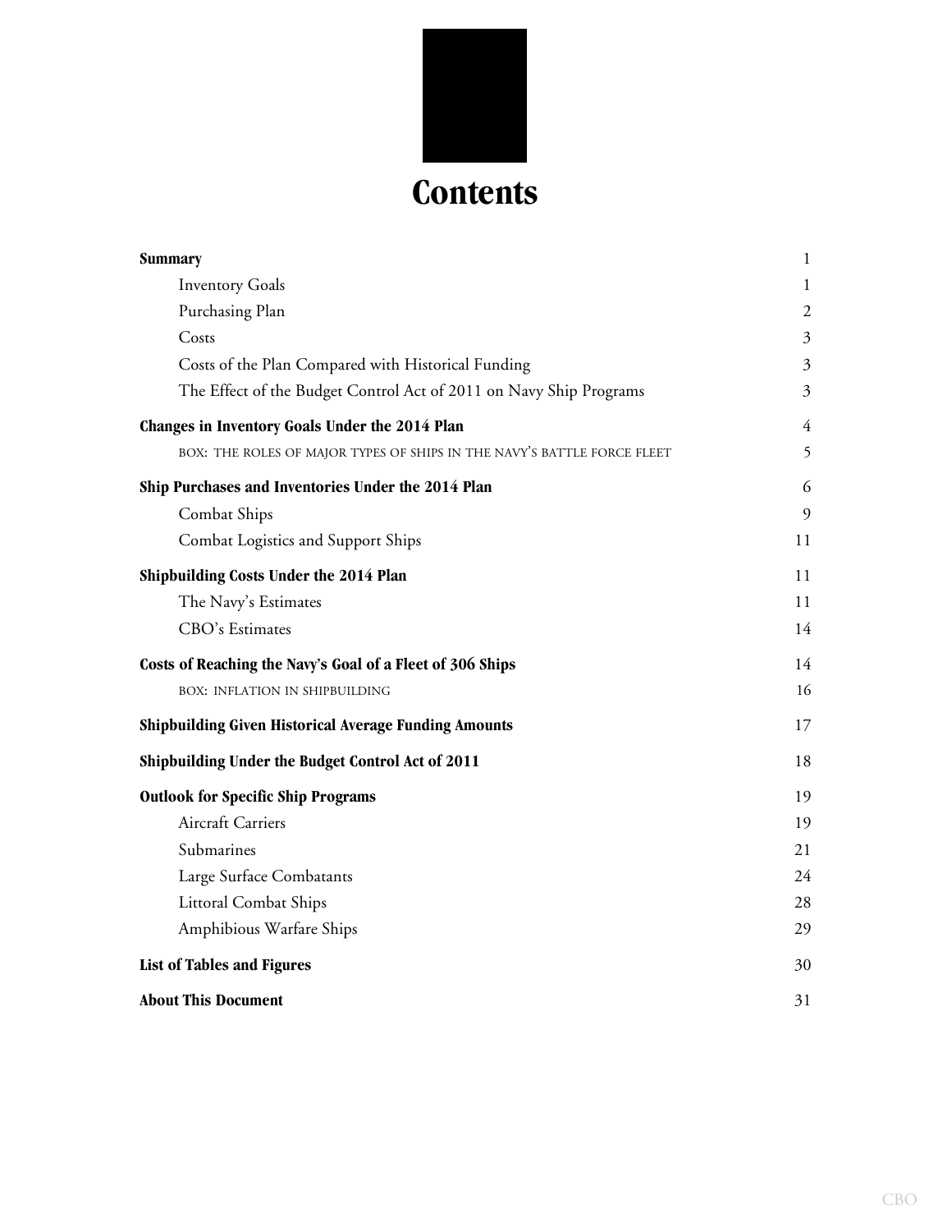# Contents

| | |
|---|---|
| **Summary** | 1 |
| Inventory Goals | 1 |
| Purchasing Plan | 2 |
| Costs | 3 |
| Costs of the Plan Compared with Historical Funding | 3 |
| The Effect of the Budget Control Act of 2011 on Navy Ship Programs | 3 |
| **Changes in Inventory Goals Under the 2014 Plan** | 4 |
| BOX: THE ROLES OF MAJOR TYPES OF SHIPS IN THE NAVY'S BATTLE FORCE FLEET | 5 |
| **Ship Purchases and Inventories Under the 2014 Plan** | 6 |
| Combat Ships | 9 |
| Combat Logistics and Support Ships | 11 |
| **Shipbuilding Costs Under the 2014 Plan** | 11 |
| The Navy's Estimates | 11 |
| CBO's Estimates | 14 |
| **Costs of Reaching the Navy's Goal of a Fleet of 306 Ships** | 14 |
| BOX: INFLATION IN SHIPBUILDING | 16 |
| **Shipbuilding Given Historical Average Funding Amounts** | 17 |
| **Shipbuilding Under the Budget Control Act of 2011** | 18 |
| **Outlook for Specific Ship Programs** | 19 |
| Aircraft Carriers | 19 |
| Submarines | 21 |
| Large Surface Combatants | 24 |
| Littoral Combat Ships | 28 |
| Amphibious Warfare Ships | 29 |
| **List of Tables and Figures** | 30 |
| **About This Document** | 31 |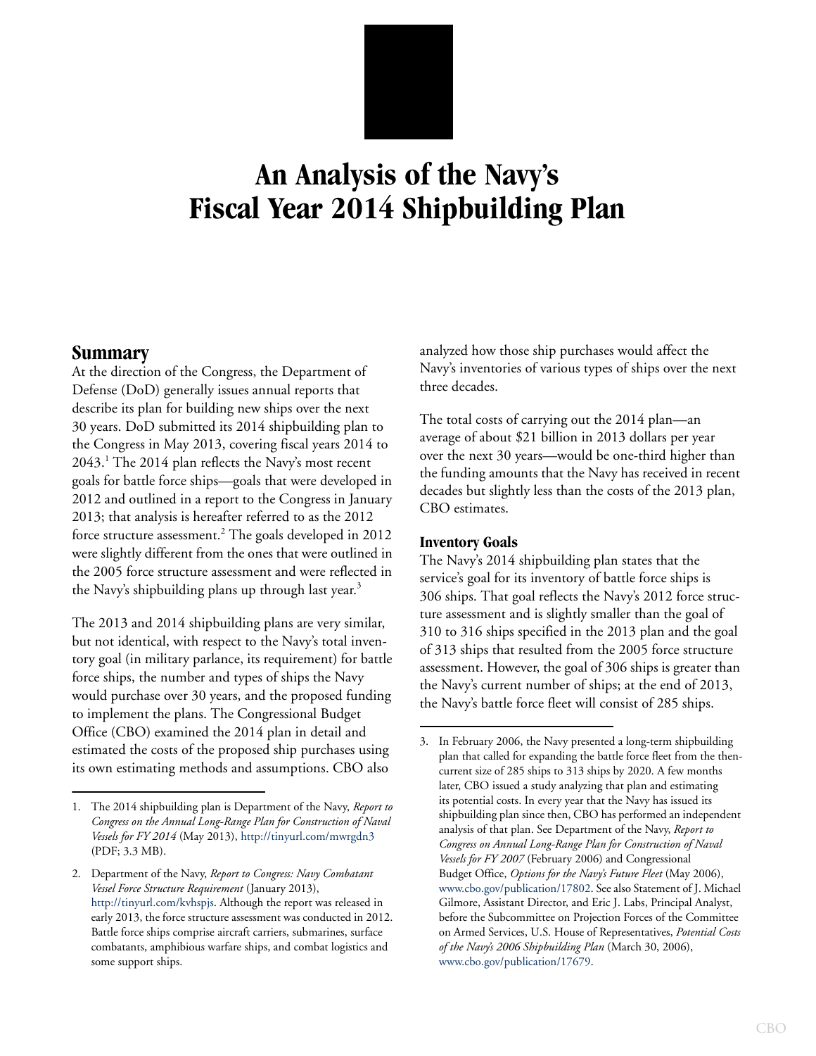# An Analysis of the Navy's Fiscal Year 2014 Shipbuilding Plan

## Summary

At the direction of the Congress, the Department of Defense (DoD) generally issues annual reports that describe its plan for building new ships over the next 30 years. DoD submitted its 2014 shipbuilding plan to the Congress in May 2013, covering fiscal years 2014 to 2043.[1] The 2014 plan reflects the Navy's most recent goals for battle force ships—goals that were developed in 2012 and outlined in a report to the Congress in January 2013; that analysis is hereafter referred to as the 2012 force structure assessment.[2] The goals developed in 2012 were slightly different from the ones that were outlined in the 2005 force structure assessment and were reflected in the Navy's shipbuilding plans up through last year.[3]

The 2013 and 2014 shipbuilding plans are very similar, but not identical, with respect to the Navy's total inventory goal (in military parlance, its requirement) for battle force ships, the number and types of ships the Navy would purchase over 30 years, and the proposed funding to implement the plans. The Congressional Budget Office (CBO) examined the 2014 plan in detail and estimated the costs of the proposed ship purchases using its own estimating methods and assumptions. CBO also analyzed how those ship purchases would affect the Navy's inventories of various types of ships over the next three decades.

The total costs of carrying out the 2014 plan—an average of about $21 billion in 2013 dollars per year over the next 30 years—would be one-third higher than the funding amounts that the Navy has received in recent decades but slightly less than the costs of the 2013 plan, CBO estimates.

### Inventory Goals

The Navy's 2014 shipbuilding plan states that the service's goal for its inventory of battle force ships is 306 ships. That goal reflects the Navy's 2012 force structure assessment and is slightly smaller than the goal of 310 to 316 ships specified in the 2013 plan and the goal of 313 ships that resulted from the 2005 force structure assessment. However, the goal of 306 ships is greater than the Navy's current number of ships; at the end of 2013, the Navy's battle force fleet will consist of 285 ships.

---

1. The 2014 shipbuilding plan is Department of the Navy, *Report to Congress on the Annual Long-Range Plan for Construction of Naval Vessels for FY 2014* (May 2013), http://tinyurl.com/mwrgdn3 (PDF; 3.3 MB).

2. Department of the Navy, *Report to Congress: Navy Combatant Vessel Force Structure Requirement* (January 2013), http://tinyurl.com/kvhspjs. Although the report was released in early 2013, the force structure assessment was conducted in 2012. Battle force ships comprise aircraft carriers, submarines, surface combatants, amphibious warfare ships, and combat logistics and some support ships.

3. In February 2006, the Navy presented a long-term shipbuilding plan that called for expanding the battle force fleet from the then-current size of 285 ships to 313 ships by 2020. A few months later, CBO issued a study analyzing that plan and estimating its potential costs. In every year that the Navy has issued its shipbuilding plan since then, CBO has performed an independent analysis of that plan. See Department of the Navy, *Report to Congress on Annual Long-Range Plan for Construction of Naval Vessels for FY 2007* (February 2006) and Congressional Budget Office, *Options for the Navy's Future Fleet* (May 2006), www.cbo.gov/publication/17802. See also Statement of J. Michael Gilmore, Assistant Director, and Eric J. Labs, Principal Analyst, before the Subcommittee on Projection Forces of the Committee on Armed Services, U.S. House of Representatives, *Potential Costs of the Navy's 2006 Shipbuilding Plan* (March 30, 2006), www.cbo.gov/publication/17679.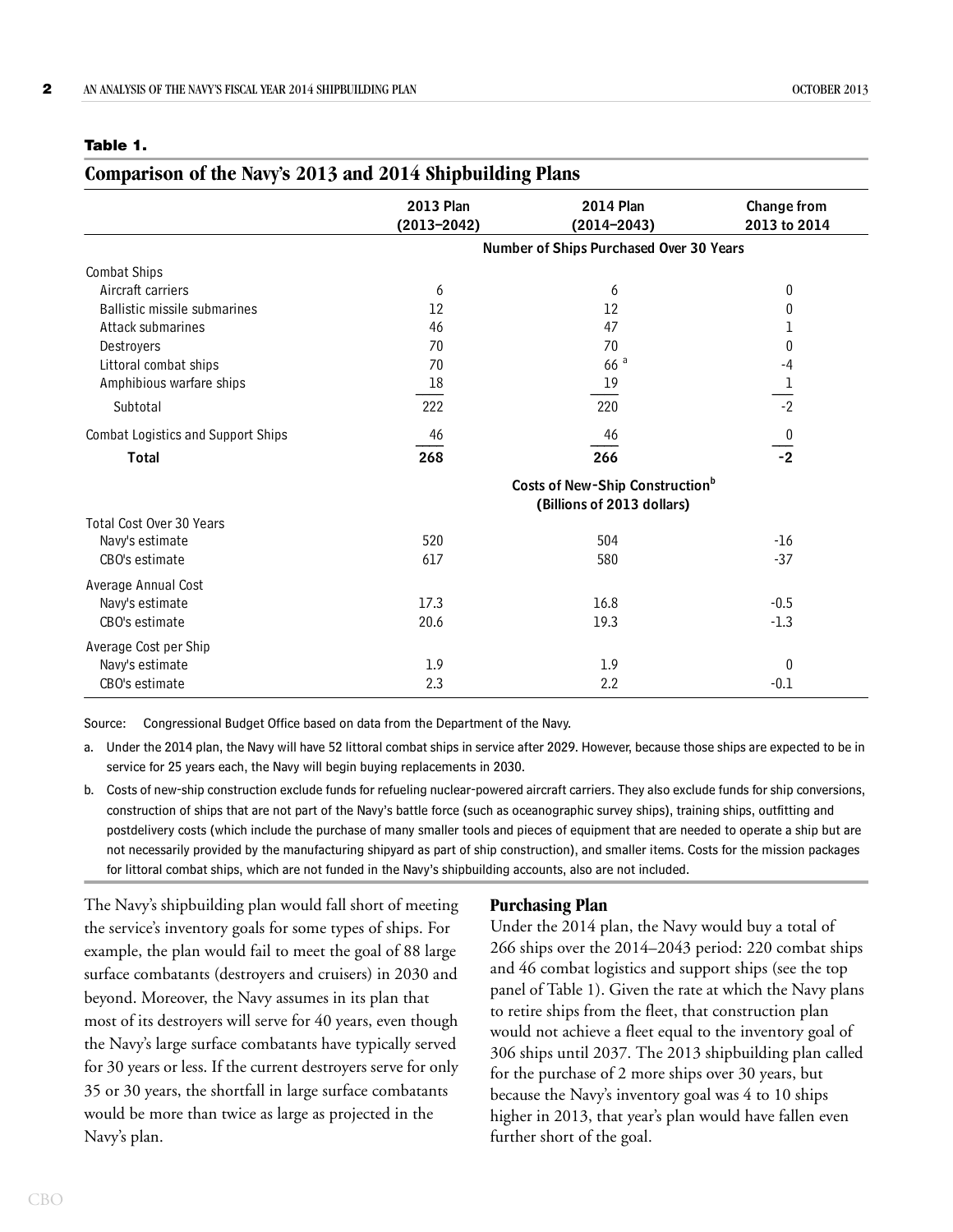**Table 1.**

## Comparison of the Navy's 2013 and 2014 Shipbuilding Plans

| | 2013 Plan (2013–2042) | 2014 Plan (2014–2043) | Change from 2013 to 2014 |
|---|---|---|---|
| | | Number of Ships Purchased Over 30 Years | |
| Combat Ships | | | |
| Aircraft carriers | 6 | 6 | 0 |
| Ballistic missile submarines | 12 | 12 | 0 |
| Attack submarines | 46 | 47 | 1 |
| Destroyers | 70 | 70 | 0 |
| Littoral combat ships | 70 | 66 [a] | -4 |
| Amphibious warfare ships | 18 | 19 | 1 |
| Subtotal | 222 | 220 | -2 |
| Combat Logistics and Support Ships | 46 | 46 | 0 |
| **Total** | **268** | **266** | **-2** |
| | | Costs of New-Ship Construction[b] (Billions of 2013 dollars) | |
| Total Cost Over 30 Years | | | |
| Navy's estimate | 520 | 504 | -16 |
| CBO's estimate | 617 | 580 | -37 |
| Average Annual Cost | | | |
| Navy's estimate | 17.3 | 16.8 | -0.5 |
| CBO's estimate | 20.6 | 19.3 | -1.3 |
| Average Cost per Ship | | | |
| Navy's estimate | 1.9 | 1.9 | 0 |
| CBO's estimate | 2.3 | 2.2 | -0.1 |

Source: Congressional Budget Office based on data from the Department of the Navy.

a. Under the 2014 plan, the Navy will have 52 littoral combat ships in service after 2029. However, because those ships are expected to be in service for 25 years each, the Navy will begin buying replacements in 2030.

b. Costs of new-ship construction exclude funds for refueling nuclear-powered aircraft carriers. They also exclude funds for ship conversions, construction of ships that are not part of the Navy's battle force (such as oceanographic survey ships), training ships, outfitting and postdelivery costs (which include the purchase of many smaller tools and pieces of equipment that are needed to operate a ship but are not necessarily provided by the manufacturing shipyard as part of ship construction), and smaller items. Costs for the mission packages for littoral combat ships, which are not funded in the Navy's shipbuilding accounts, also are not included.

The Navy's shipbuilding plan would fall short of meeting the service's inventory goals for some types of ships. For example, the plan would fail to meet the goal of 88 large surface combatants (destroyers and cruisers) in 2030 and beyond. Moreover, the Navy assumes in its plan that most of its destroyers will serve for 40 years, even though the Navy's large surface combatants have typically served for 30 years or less. If the current destroyers serve for only 35 or 30 years, the shortfall in large surface combatants would be more than twice as large as projected in the Navy's plan.

### Purchasing Plan

Under the 2014 plan, the Navy would buy a total of 266 ships over the 2014–2043 period: 220 combat ships and 46 combat logistics and support ships (see the top panel of Table 1). Given the rate at which the Navy plans to retire ships from the fleet, that construction plan would not achieve a fleet equal to the inventory goal of 306 ships until 2037. The 2013 shipbuilding plan called for the purchase of 2 more ships over 30 years, but because the Navy's inventory goal was 4 to 10 ships higher in 2013, that year's plan would have fallen even further short of the goal.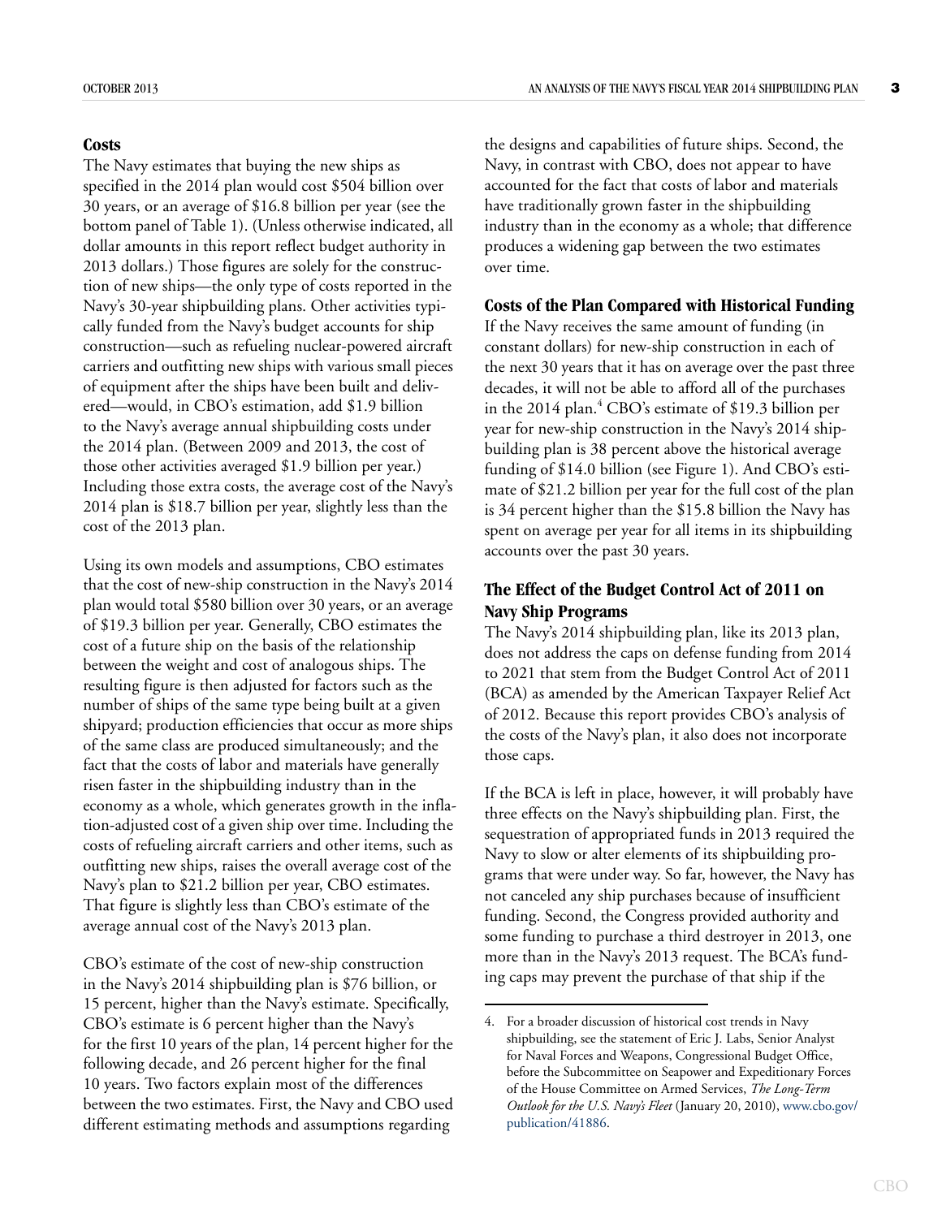### Costs

The Navy estimates that buying the new ships as specified in the 2014 plan would cost $504 billion over 30 years, an average of $16.8 billion per year (see the bottom panel of Table 1). (Unless otherwise indicated, all dollar amounts in this report reflect budget authority in 2013 dollars.) Those figures are solely for the construction of new ships—the only type of costs reported in the Navy's 30-year shipbuilding plans. Other activities typically funded from the Navy's budget accounts for ship construction—such as refueling nuclear-powered aircraft carriers and outfitting new ships with various small pieces of equipment after the ships have been built and delivered—would, in CBO's estimation, add $1.9 billion to the Navy's average annual shipbuilding costs under the 2014 plan. (Between 2009 and 2013, the cost of those other activities averaged $1.9 billion per year.) Including those extra costs, the average cost of the Navy's 2014 plan is $18.7 billion per year, slightly less than the cost of the 2013 plan.

Using its own models and assumptions, CBO estimates that the cost of new-ship construction in the Navy's 2014 plan would total $580 billion over 30 years, or an average of $19.3 billion per year. Generally, CBO estimates the cost of a future ship on the basis of the relationship between the weight and cost of analogous ships. The resulting figure is then adjusted for factors such as the number of ships of the same type being built at a given shipyard; production efficiencies that occur as more ships of the same class are produced simultaneously; and the fact that the costs of labor and materials have generally risen faster in the shipbuilding industry than in the economy as a whole, which generates growth in the inflation-adjusted cost of a given ship over time. Including the costs of refueling aircraft carriers and other items, such as outfitting new ships, raises the overall average cost of the Navy's plan to $21.2 billion per year, CBO estimates. That figure is slightly less than CBO's estimate of the average annual cost of the Navy's 2013 plan.

CBO's estimate of the cost of new-ship construction in the Navy's 2014 shipbuilding plan is $76 billion, or 15 percent, higher than the Navy's estimate. Specifically, CBO's estimate is 6 percent higher than the Navy's for the first 10 years of the plan, 14 percent higher for the following decade, and 26 percent higher for the final 10 years. Two factors explain most of the differences between the two estimates. First, the Navy and CBO used different estimating methods and assumptions regarding the designs and capabilities of future ships. Second, the Navy, in contrast with CBO, does not appear to have accounted for the fact that costs of labor and materials have traditionally grown faster in the shipbuilding industry than in the economy as a whole; that difference produces a widening gap between the two estimates over time.

### Costs of the Plan Compared with Historical Funding

If the Navy receives the same amount of funding (in constant dollars) for new-ship construction in each of the next 30 years that it has on average over the past three decades, it will not be able to afford all of the purchases in the 2014 plan.[4] CBO's estimate of $19.3 billion per year for new-ship construction in the Navy's 2014 shipbuilding plan is 38 percent above the historical average funding of $14.0 billion (see Figure 1). And CBO's estimate of $21.2 billion per year for the full cost of the plan is 34 percent higher than the $15.8 billion the Navy has spent on average per year for all items in its shipbuilding accounts over the past 30 years.

### The Effect of the Budget Control Act of 2011 on Navy Ship Programs

The Navy's 2014 shipbuilding plan, like its 2013 plan, does not address the caps on defense funding from 2014 to 2021 that stem from the Budget Control Act of 2011 (BCA) as amended by the American Taxpayer Relief Act of 2012. Because this report provides CBO's analysis of the costs of the Navy's plan, it also does not incorporate those caps.

If the BCA is left in place, however, it will probably have three effects on the Navy's shipbuilding plan. First, the sequestration of appropriated funds in 2013 required the Navy to slow or alter elements of its shipbuilding programs that were under way. So far, however, the Navy has not canceled any ship purchases because of insufficient funding. Second, the Congress provided authority and some funding to purchase a third destroyer in 2013, one more than in the Navy's 2013 request. The BCA's funding caps may prevent the purchase of that ship if the

---

4. For a broader discussion of historical cost trends in Navy shipbuilding, see the statement of Eric J. Labs, Senior Analyst for Naval Forces and Weapons, Congressional Budget Office, before the Subcommittee on Seapower and Expeditionary Forces of the House Committee on Armed Services, *The Long-Term Outlook for the U.S. Navy's Fleet* (January 20, 2010), www.cbo.gov/publication/41886.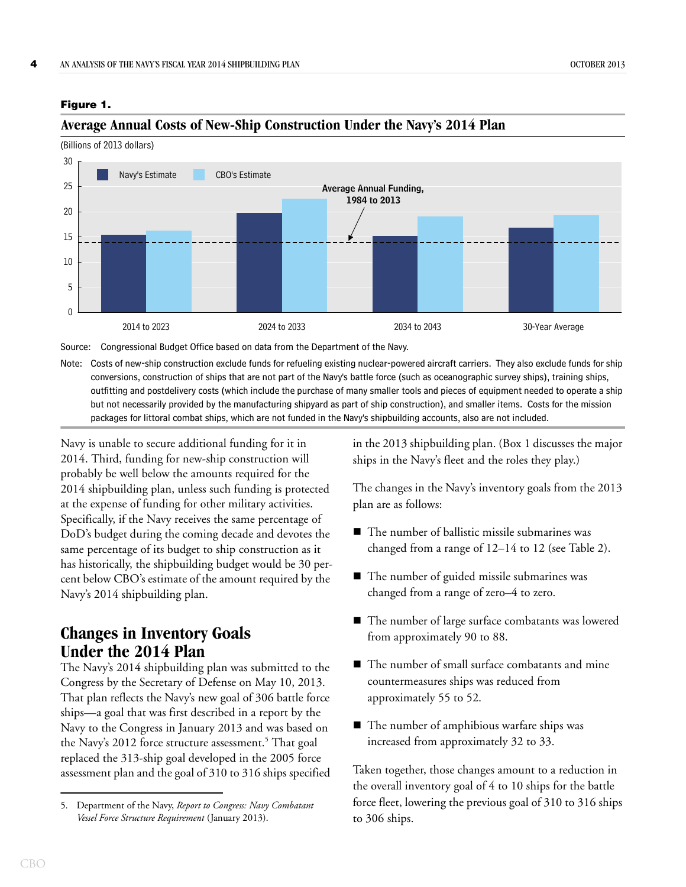**Figure 1.**

## Average Annual Costs of New-Ship Construction Under the Navy's 2014 Plan

(Billions of 2013 dollars)

Source: Congressional Budget Office based on data from the Department of the Navy.

Note: Costs of new-ship construction exclude funds for refueling existing nuclear-powered aircraft carriers. They also exclude funds for ship conversions, construction of ships that are not part of the Navy's battle force (such as oceanographic survey ships), training ships, outfitting and postdelivery costs (which include the purchase of many smaller tools and pieces of equipment needed to operate a ship but not necessarily provided by the manufacturing shipyard as part of ship construction), and smaller items. Costs for the mission packages for littoral combat ships, which are not funded in the Navy's shipbuilding accounts, also are not included.

Navy is unable to secure additional funding for it in 2014. Third, funding for new-ship construction will probably be well below the amounts required for the 2014 shipbuilding plan, unless such funding is protected at the expense of funding for other military activities. Specifically, if the Navy receives the same percentage of DoD's budget during the coming decade and devotes the same percentage of its budget to ship construction as it has historically, the shipbuilding budget would be 30 percent below CBO's estimate of the amount required by the Navy's 2014 shipbuilding plan.

## Changes in Inventory Goals Under the 2014 Plan

The Navy's 2014 shipbuilding plan was submitted to the Congress by the Secretary of Defense on May 10, 2013. That plan reflects the Navy's new goal of 306 battle force ships—a goal that was first described in a report by the Navy to the Congress in January 2013 and was based on the Navy's 2012 force structure assessment.[5] That goal replaced the 313-ship goal developed in the 2005 force assessment plan and the goal of 310 to 316 ships specified in the 2013 shipbuilding plan. (Box 1 discusses the major ships in the Navy's fleet and the roles they play.)

The changes in the Navy's inventory goals from the 2013 plan are as follows:

- The number of ballistic missile submarines was changed from a range of 12–14 to 12 (see Table 2).
- The number of guided missile submarines was changed from a range of zero–4 to zero.
- The number of large surface combatants was lowered from approximately 90 to 88.
- The number of small surface combatants and mine countermeasures ships was reduced from approximately 55 to 52.
- The number of amphibious warfare ships was increased from approximately 32 to 33.

Taken together, those changes amount to a reduction in the overall inventory goal of 4 to 10 ships for the battle force fleet, lowering the previous goal of 310 to 316 ships to 306 ships.

5. Department of the Navy, *Report to Congress: Navy Combatant Vessel Force Structure Requirement* (January 2013).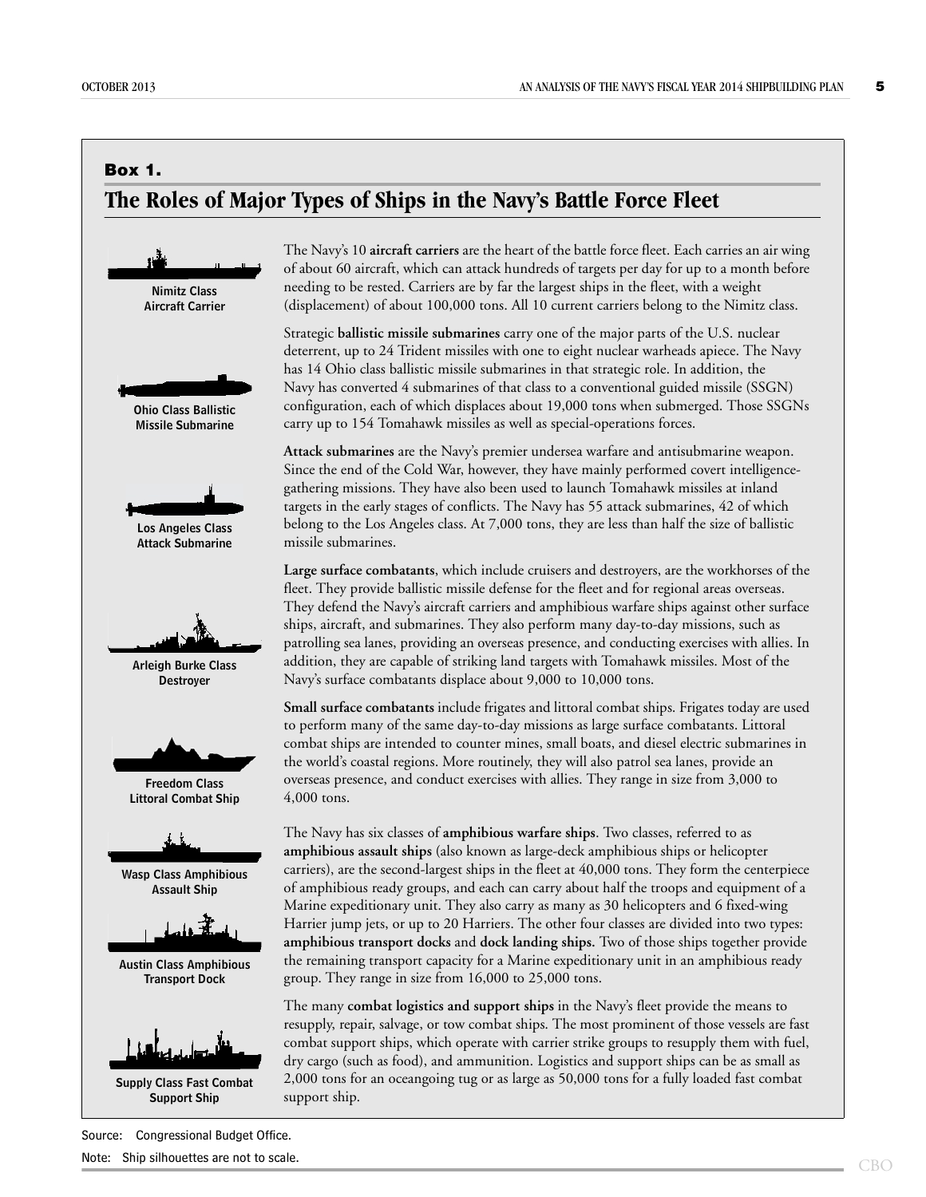## Box 1.

## The Roles of Major Types of Ships in the Navy's Battle Force Fleet

Nimitz Class Aircraft Carrier

The Navy's 10 **aircraft carriers** are the heart of the battle force fleet. Each carries an air wing of about 60 aircraft, which can attack hundreds of targets per day for up to a month before needing to be rested. Carriers are by far the largest ships in the fleet, with a weight (displacement) of about 100,000 tons. All 10 current carriers belong to the Nimitz class.

Ohio Class Ballistic Missile Submarine

Strategic **ballistic missile submarines** carry one of the major parts of the U.S. nuclear deterrent, up to 24 Trident missiles with one to eight nuclear warheads apiece. The Navy has 14 Ohio class ballistic missile submarines in that strategic role. In addition, the Navy has converted 4 submarines of that class to a conventional guided missile (SSGN) configuration, each of which displaces about 19,000 tons when submerged. Those SSGNs carry up to 154 Tomahawk missiles as well as special-operations forces.

Los Angeles Class Attack Submarine

**Attack submarines** are the Navy's premier undersea warfare and antisubmarine weapon. Since the end of the Cold War, however, they have mainly performed covert intelligence-gathering missions. They have also been used to launch Tomahawk missiles at inland targets in the early stages of conflicts. The Navy has 55 attack submarines, 42 of which belong to the Los Angeles class. At 7,000 tons, they are less than half the size of ballistic missile submarines.

Arleigh Burke Class Destroyer

**Large surface combatants**, which include cruisers and destroyers, are the workhorses of the fleet. They provide ballistic missile defense for the fleet and for regional areas overseas. They defend the Navy's aircraft carriers and amphibious warfare ships against other surface ships, aircraft, and submarines. They also perform many day-to-day missions, such as patrolling sea lanes, providing an overseas presence, and conducting exercises with allies. In addition, they are capable of striking land targets with Tomahawk missiles. Most of the Navy's surface combatants displace about 9,000 to 10,000 tons.

Freedom Class Littoral Combat Ship

**Small surface combatants** include frigates and littoral combat ships. Frigates today are used to perform many of the same day-to-day missions as large surface combatants. Littoral combat ships are intended to counter mines, small boats, and diesel electric submarines in the world's coastal regions. More routinely, they will also patrol sea lanes, provide an overseas presence, and conduct exercises with allies. They range in size from 3,000 to 4,000 tons.

Wasp Class Amphibious Assault Ship

Austin Class Amphibious Transport Dock

The Navy has six classes of **amphibious warfare ships**. Two classes, referred to as **amphibious assault ships** (also known as large-deck amphibious ships or helicopter carriers), are the second-largest ships in the fleet at 40,000 tons. They form the centerpiece of amphibious ready groups, and each can carry about half the troops and equipment of a Marine expeditionary unit. They also carry as many as 30 helicopters and 6 fixed-wing Harrier jump jets, or up to 20 Harriers. The other four classes are divided into two types: **amphibious transport docks** and **dock landing ships.** Two of those ships together provide the remaining transport capacity for a Marine expeditionary unit in an amphibious ready group. They range in size from 16,000 to 25,000 tons.

Supply Class Fast Combat Support Ship

The many **combat logistics and support ships** in the Navy's fleet provide the means to resupply, repair, salvage, or tow combat ships. The most prominent of those vessels are fast combat support ships, which operate with carrier strike groups to resupply them with fuel, dry cargo (such as food), and ammunition. Logistics and support ships can be as small as 2,000 tons for an oceangoing tug or as large as 50,000 tons for a fully loaded fast combat support ship.

Source: Congressional Budget Office.

Note: Ship silhouettes are not to scale.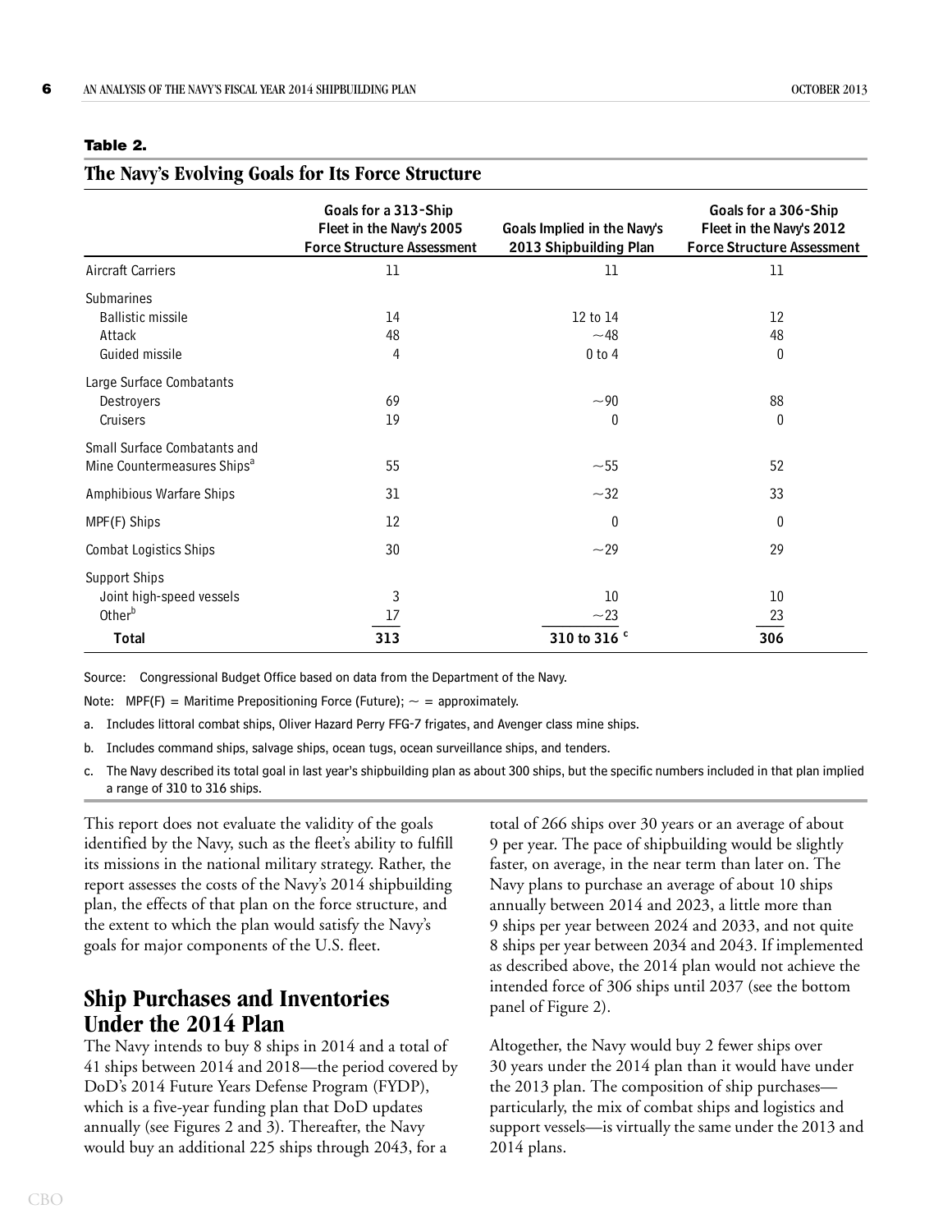**Table 2.**

**The Navy's Evolving Goals for Its Force Structure**

| | Goals for a 313-Ship Fleet in the Navy's 2005 Force Structure Assessment | Goals Implied in the Navy's 2013 Shipbuilding Plan | Goals for a 306-Ship Fleet in the Navy's 2012 Force Structure Assessment |
|---|---|---|---|
| Aircraft Carriers | 11 | 11 | 11 |
| Submarines | | | |
| Ballistic missile | 14 | 12 to 14 | 12 |
| Attack | 48 | ~48 | 48 |
| Guided missile | 4 | 0 to 4 | 0 |
| Large Surface Combatants | | | |
| Destroyers | 69 | ~90 | 88 |
| Cruisers | 19 | 0 | 0 |
| Small Surface Combatants and Mine Countermeasures Ships[a] | 55 | ~55 | 52 |
| Amphibious Warfare Ships | 31 | ~32 | 33 |
| MPF(F) Ships | 12 | 0 | 0 |
| Combat Logistics Ships | 30 | ~29 | 29 |
| Support Ships | | | |
| Joint high-speed vessels | 3 | 10 | 10 |
| Other[b] | 17 | ~23 | 23 |
| **Total** | **313** | **310 to 316** [c] | **306** |

Source: Congressional Budget Office based on data from the Department of the Navy.

Note: MPF(F) = Maritime Prepositioning Force (Future); ~ = approximately.

a. Includes littoral combat ships, Oliver Hazard Perry FFG-7 frigates, and Avenger class mine ships.

b. Includes command ships, salvage ships, ocean tugs, ocean surveillance ships, and tenders.

c. The Navy described its total goal in last year's shipbuilding plan as about 300 ships, but the specific numbers included in that plan implied a range of 310 to 316 ships.

This report does not evaluate the validity of the goals identified by the Navy, such as the fleet's ability to fulfill its missions in the national military strategy. Rather, the report assesses the costs of the Navy's 2014 shipbuilding plan, the effects of that plan on the force structure, and the extent to which the plan would satisfy the Navy's goals for major components of the U.S. fleet.

## Ship Purchases and Inventories Under the 2014 Plan

The Navy intends to buy 8 ships in 2014 and a total of 41 ships between 2014 and 2018—the period covered by DoD's 2014 Future Years Defense Program (FYDP), which is a five-year funding plan that DoD updates annually (see Figures 2 and 3). Thereafter, the Navy would buy an additional 225 ships through 2043, for a total of 266 ships over 30 years or an average of about 9 per year. The pace of shipbuilding would be slightly faster, on average, in the near term than later on. The Navy plans to purchase an average of about 10 ships annually between 2014 and 2023, a little more than 9 ships per year between 2024 and 2033, and not quite 8 ships per year between 2034 and 2043. If implemented as described above, the 2014 plan would not achieve the intended force of 306 ships until 2037 (see the bottom panel of Figure 2).

Altogether, the Navy would buy 2 fewer ships over 30 years under the 2014 plan than it would have under the 2013 plan. The composition of ship purchases—particularly, the mix of combat ships and logistics and support vessels—is virtually the same under the 2013 and 2014 plans.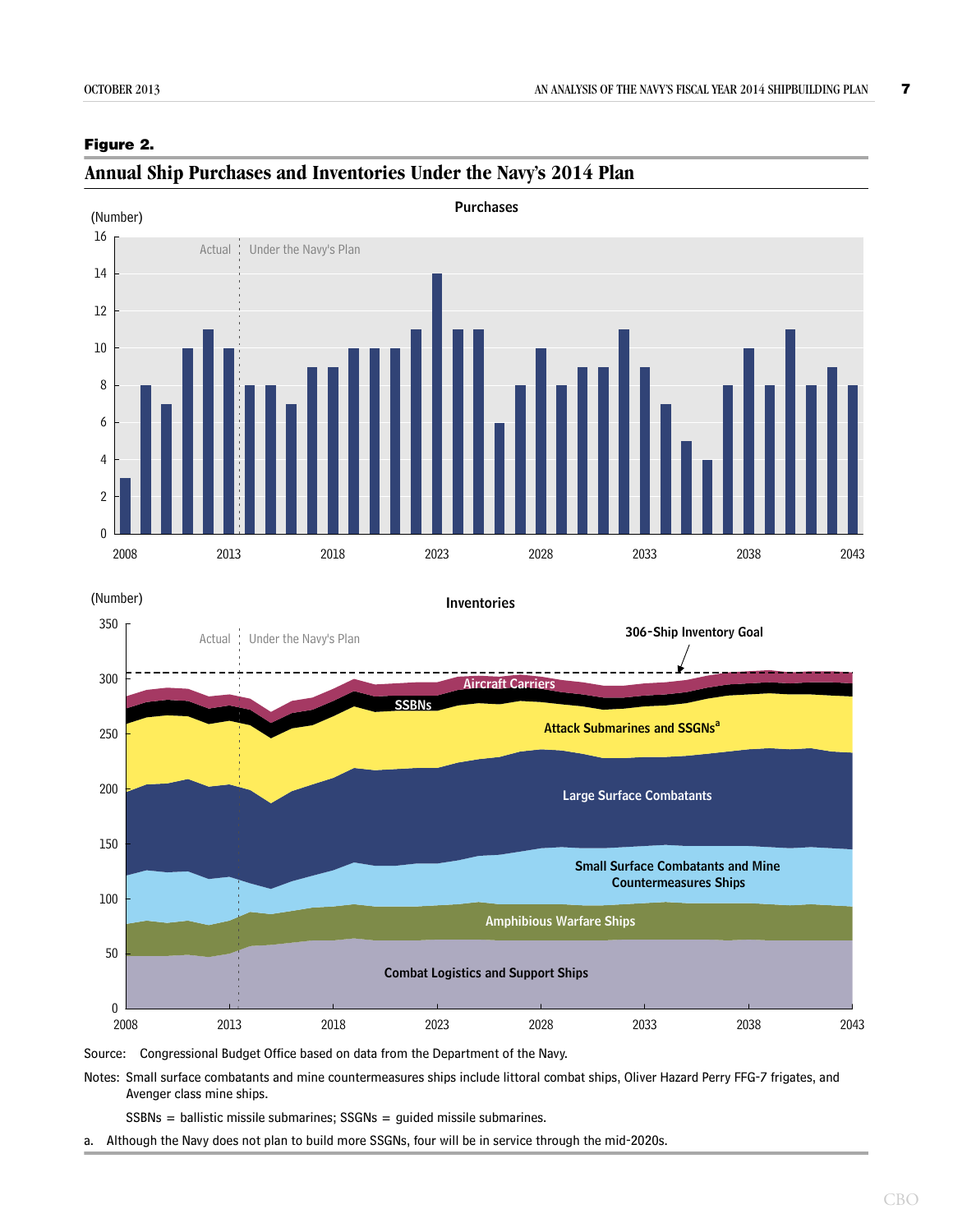**Figure 2.**

## Annual Ship Purchases and Inventories Under the Navy's 2014 Plan

Source: Congressional Budget Office based on data from the Department of the Navy.

Notes: Small surface combatants and mine countermeasures ships include littoral combat ships, Oliver Hazard Perry FFG-7 frigates, and Avenger class mine ships.

SSBNs = ballistic missile submarines; SSGNs = guided missile submarines.

a. Although the Navy does not plan to build more SSGNs, four will be in service through the mid-2020s.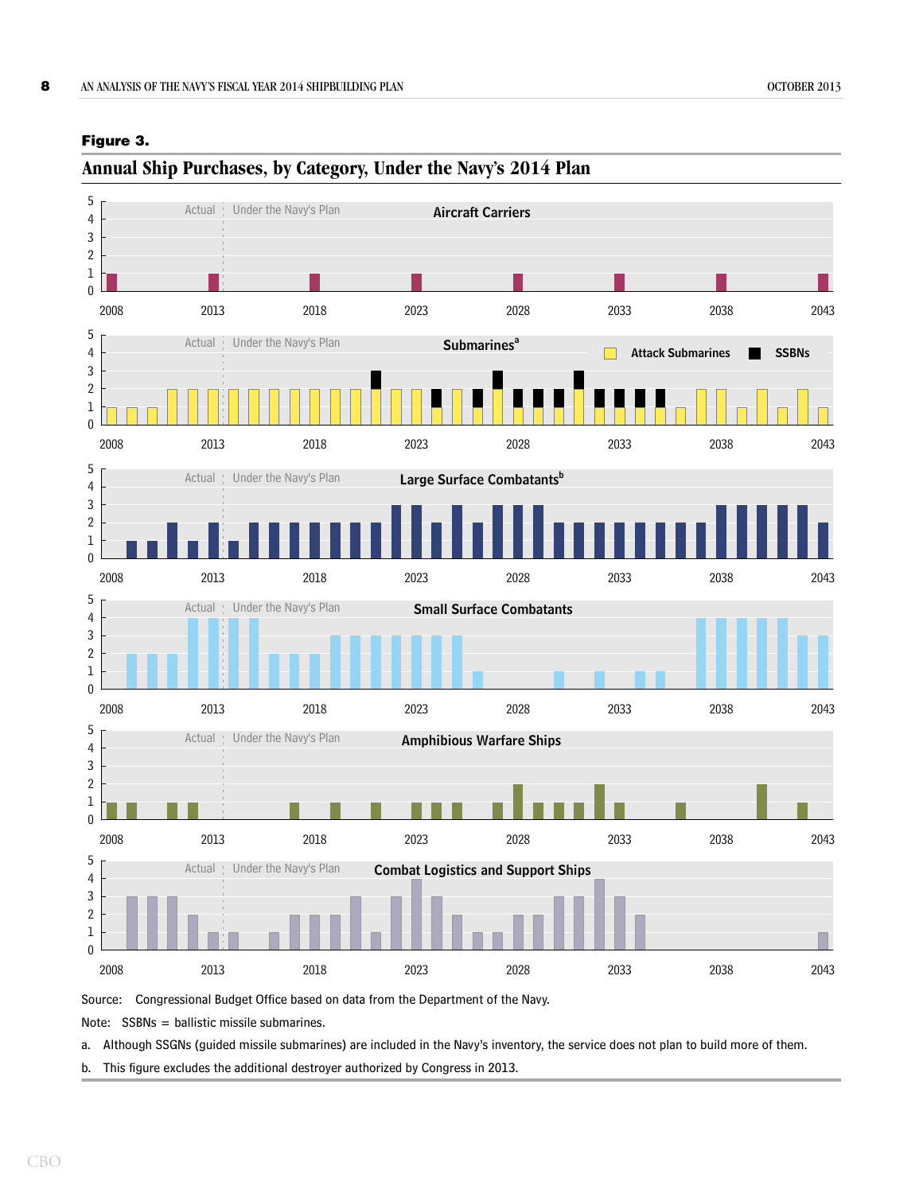**Figure 3.**

## Annual Ship Purchases, by Category, Under the Navy's 2014 Plan

Source: Congressional Budget Office based on data from the Department of the Navy.

Note: SSBNs = ballistic missile submarines.

a. Although SSGNs (guided missile submarines) are included in the Navy's inventory, the service does not plan to build more of them.

b. This figure excludes the additional destroyer authorized by Congress in 2013.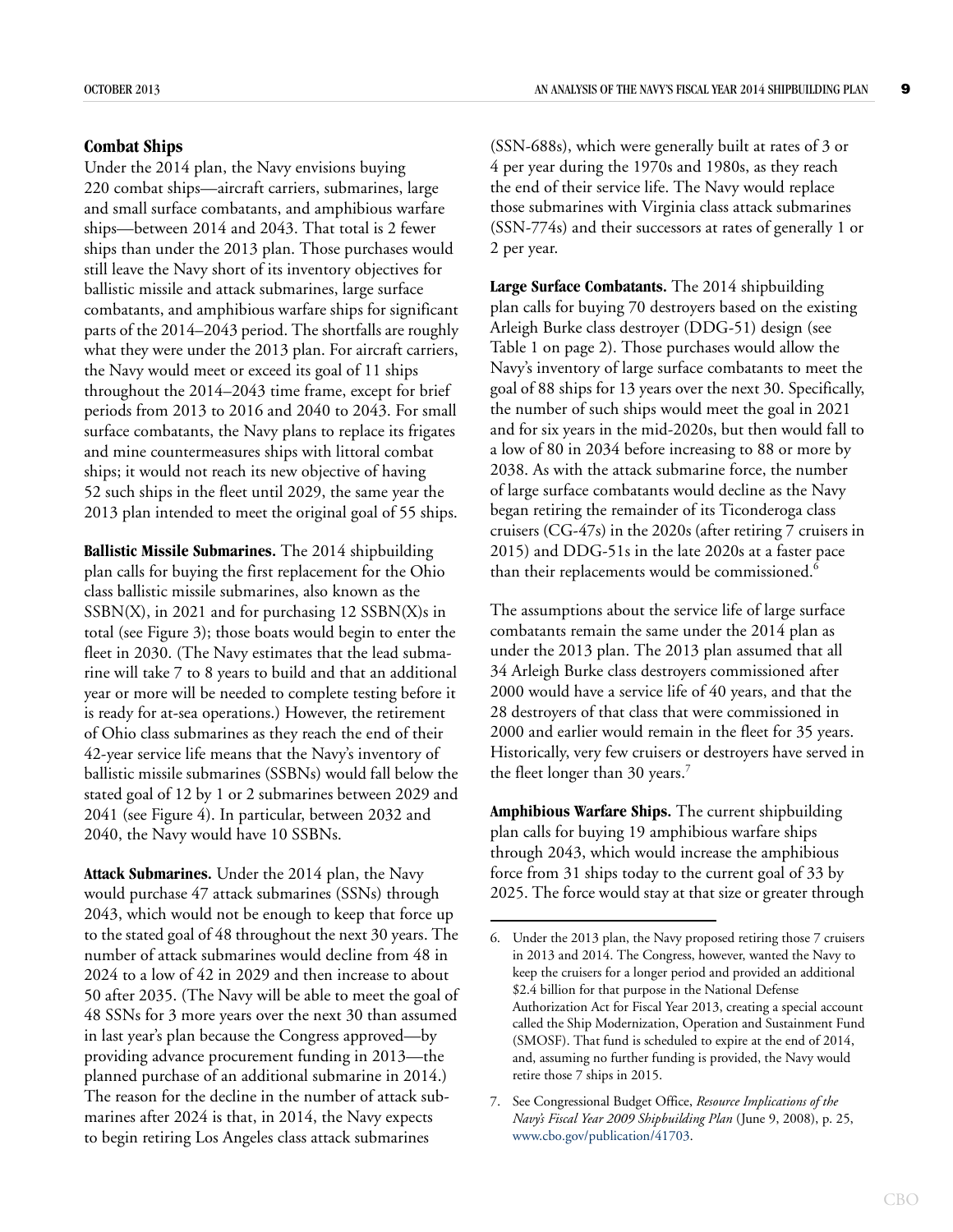### Combat Ships

Under the 2014 plan, the Navy envisions buying 220 combat ships—aircraft carriers, submarines, large and small surface combatants, and amphibious warfare ships—between 2014 and 2043. That total is 2 fewer ships than under the 2013 plan. Those purchases would still leave the Navy short of its inventory objectives for ballistic missile and attack submarines, large surface combatants, and amphibious warfare ships for significant parts of the 2014–2043 period. The shortfalls are roughly what they were under the 2013 plan. For aircraft carriers, the Navy would meet or exceed its goal of 11 ships throughout the 2014–2043 time frame, except for brief periods from 2013 to 2016 and 2040 to 2043. For small surface combatants, the Navy plans to replace its frigates and mine countermeasures ships with littoral combat ships; it would not reach its new objective of having 52 such ships in the fleet until 2029, the same year the 2013 plan intended to meet the original goal of 55 ships.

**Ballistic Missile Submarines.** The 2014 shipbuilding plan calls for buying the first replacement for the Ohio class ballistic missile submarines, also known as the SSBN(X), in 2021 and for purchasing 12 SSBN(X)s in total (see Figure 3); those boats would begin to enter the fleet in 2030. (The Navy estimates that the lead submarine will take 7 to 8 years to build and that an additional year or more will be needed to complete testing before it is ready for at-sea operations.) However, the retirement of Ohio class submarines as they reach the end of their 42-year service life means that the Navy's inventory of ballistic missile submarines (SSBNs) would fall below the stated goal of 12 by 1 or 2 submarines between 2029 and 2041 (see Figure 4). In particular, between 2032 and 2040, the Navy would have 10 SSBNs.

**Attack Submarines.** Under the 2014 plan, the Navy would purchase 47 attack submarines (SSNs) through 2043, which would not be enough to keep that force up to the stated goal of 48 throughout the next 30 years. The number of attack submarines would decline from 48 in 2024 to a low of 42 in 2029 and then increase to about 50 after 2035. (The Navy will be able to meet the goal of 48 SSNs for 3 more years over the next 30 than assumed in last year's plan because the Congress approved—by providing advance procurement funding in 2013—the planned purchase of an additional submarine in 2014.) The reason for the decline in the number of attack submarines after 2024 is that, in 2014, the Navy expects to begin retiring Los Angeles class attack submarines (SSN-688s), which were generally built at rates of 3 or 4 per year during the 1970s and 1980s, as they reach the end of their service life. The Navy would replace those submarines with Virginia class attack submarines (SSN-774s) and their successors at rates of generally 1 or 2 per year.

**Large Surface Combatants.** The 2014 shipbuilding plan calls for buying 70 destroyers based on the existing Arleigh Burke class destroyer (DDG-51) design (see Table 1 on page 2). Those purchases would allow the Navy's inventory of large surface combatants to meet the goal of 88 ships for 13 years over the next 30. Specifically, the number of such ships would meet the goal in 2021 and for six years in the mid-2020s, but then would fall to a low of 80 in 2034 before increasing to 88 or more by 2038. As with the attack submarine force, the number of large surface combatants would decline as the Navy began retiring the remainder of its Ticonderoga class cruisers (CG-47s) in the 2020s (after retiring 7 cruisers in 2015) and DDG-51s in the late 2020s at a faster pace than their replacements would be commissioned.[6]

The assumptions about the service life of large surface combatants remain the same under the 2014 plan as under the 2013 plan. The 2013 plan assumed that all 34 Arleigh Burke class destroyers commissioned after 2000 would have a service life of 40 years, and that the 28 destroyers of that class that were commissioned in 2000 and earlier would remain in the fleet for 35 years. Historically, very few cruisers or destroyers have served in the fleet longer than 30 years.[7]

**Amphibious Warfare Ships.** The current shipbuilding plan calls for buying 19 amphibious warfare ships through 2043, which would increase the amphibious force from 31 ships today to the current goal of 33 by 2025. The force would stay at that size or greater through

---

6. Under the 2013 plan, the Navy proposed retiring those 7 cruisers in 2013 and 2014. The Congress, however, wanted the Navy to keep the cruisers for a longer period and provided an additional $2.4 billion for that purpose in the National Defense Authorization Act for Fiscal Year 2013, creating a special account called the Ship Modernization, Operation and Sustainment Fund (SMOSF). That fund is scheduled to expire at the end of 2014, and, assuming no further funding is provided, the Navy would retire those 7 ships in 2015.

7. See Congressional Budget Office, *Resource Implications of the Navy's Fiscal Year 2009 Shipbuilding Plan* (June 9, 2008), p. 25, www.cbo.gov/publication/41703.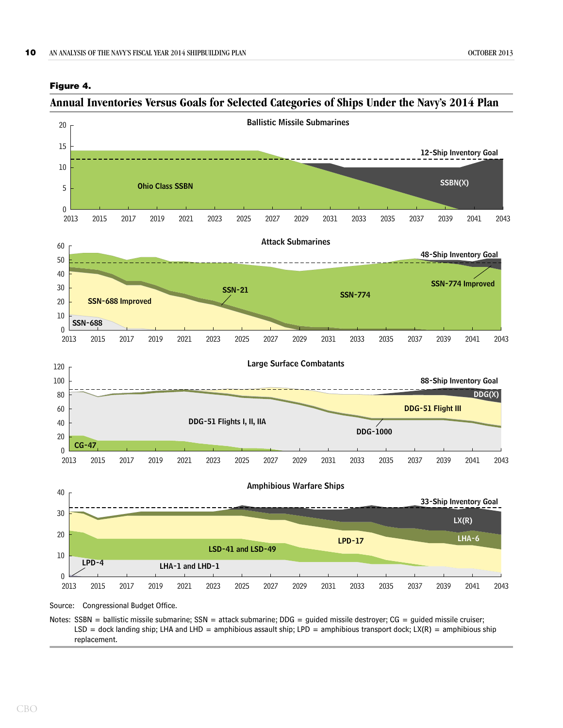**Figure 4.**

## Annual Inventories Versus Goals for Selected Categories of Ships Under the Navy's 2014 Plan

**Ballistic Missile Submarines**

12-Ship Inventory Goal; Ohio Class SSBN; SSBN(X)

**Attack Submarines**

48-Ship Inventory Goal; SSN-688; SSN-688 Improved; SSN-21; SSN-774; SSN-774 Improved

**Large Surface Combatants**

88-Ship Inventory Goal; CG-47; DDG-51 Flights I, II, IIA; DDG-1000; DDG-51 Flight III; DDG(X)

**Amphibious Warfare Ships**

33-Ship Inventory Goal; LPD-4; LHA-1 and LHD-1; LSD-41 and LSD-49; LPD-17; LHA-6; LX(R)

Source: Congressional Budget Office.

Notes: SSBN = ballistic missile submarine; SSN = attack submarine; DDG = guided missile destroyer; CG = guided missile cruiser; LSD = dock landing ship; LHA and LHD = amphibious assault ship; LPD = amphibious transport dock; LX(R) = amphibious ship replacement.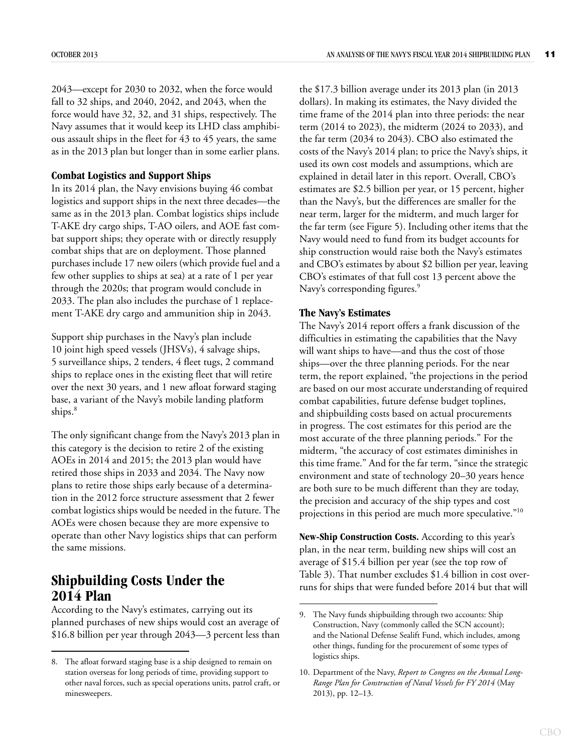2043—except for 2030 to 2032, when the force would fall to 32 ships, and 2040, 2042, and 2043, when the force would have 32, 32, and 31 ships, respectively. The Navy assumes that it would keep its LHD class amphibious assault ships in the fleet for 43 to 45 years, the same as in the 2013 plan but longer than in some earlier plans.

### Combat Logistics and Support Ships

In its 2014 plan, the Navy envisions buying 46 combat logistics and support ships in the next three decades—the same as in the 2013 plan. Combat logistics ships include T-AKE dry cargo ships, T-AO oilers, and AOE fast combat support ships; they operate with or directly resupply combat ships that are on deployment. Those planned purchases include 17 new oilers (which provide fuel and a few other supplies to ships at sea) at a rate of 1 per year through the 2020s; that program would conclude in 2033. The plan also includes the purchase of 1 replacement T-AKE dry cargo and ammunition ship in 2043.

Support ship purchases in the Navy's plan include 10 joint high speed vessels (JHSVs), 4 salvage ships, 5 surveillance ships, 2 tenders, 4 fleet tugs, 2 command ships to replace ones in the existing fleet that will retire over the next 30 years, and 1 new afloat forward staging base, a variant of the Navy's mobile landing platform ships.[8]

The only significant change from the Navy's 2013 plan in this category is the decision to retire 2 of the existing AOEs in 2014 and 2015; the 2013 plan would have retired those ships in 2033 and 2034. The Navy now plans to retire those ships early because of a determination in the 2012 force structure assessment that 2 fewer combat logistics ships would be needed in the future. The AOEs were chosen because they are more expensive to operate than other Navy logistics ships that can perform the same missions.

## Shipbuilding Costs Under the 2014 Plan

According to the Navy's estimates, carrying out its planned purchases of new ships would cost an average of $16.8 billion per year through 2043—3 percent less than the $17.3 billion average under its 2013 plan (in 2013 dollars). In making its estimates, the Navy divided the time frame of the 2014 plan into three periods: the near term (2014 to 2023), the midterm (2024 to 2033), and the far term (2034 to 2043). CBO also estimated the costs of the Navy's 2014 plan; to price the Navy's ships, it used its own cost models and assumptions, which are explained in detail later in this report. Overall, CBO's estimates are $2.5 billion per year, or 15 percent, higher than the Navy's, but the differences are smaller for the near term, larger for the midterm, and much larger for the far term (see Figure 5). Including other items that the Navy would need to fund from its budget accounts for ship construction would raise both the Navy's estimates and CBO's estimates by about $2 billion per year, leaving CBO's estimates of that full cost 13 percent above the Navy's corresponding figures.[9]

### The Navy's Estimates

The Navy's 2014 report offers a frank discussion of the difficulties in estimating the capabilities that the Navy will want ships to have—and thus the cost of those ships—over the three planning periods. For the near term, the report explained, "the projections in the period are based on our most accurate understanding of required combat capabilities, future defense budget toplines, and shipbuilding costs based on actual procurements in progress. The cost estimates for this period are the most accurate of the three planning periods." For the midterm, "the accuracy of cost estimates diminishes in this time frame." And for the far term, "since the strategic environment and state of technology 20–30 years hence are both sure to be much different than they are today, the precision and accuracy of the ship types and cost projections in this period are much more speculative."[10]

**New-Ship Construction Costs.** According to this year's plan, in the near term, building new ships will cost an average of $15.4 billion per year (see the top row of Table 3). That number excludes $1.4 billion in cost overruns for ships that were funded before 2014 but that will

---

8. The afloat forward staging base is a ship designed to remain on station overseas for long periods of time, providing support to other naval forces, such as special operations units, patrol craft, or minesweepers.

9. The Navy funds shipbuilding through two accounts: Ship Construction, Navy (commonly called the SCN account); and the National Defense Sealift Fund, which includes, among other things, funding for the procurement of some types of logistics ships.

10. Department of the Navy, *Report to Congress on the Annual Long-Range Plan for Construction of Naval Vessels for FY 2014* (May 2013), pp. 12–13.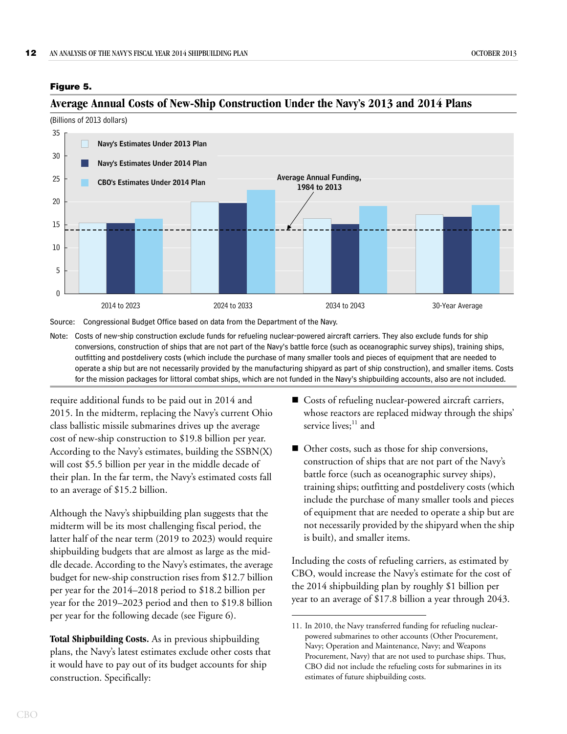**Figure 5.**

## Average Annual Costs of New-Ship Construction Under the Navy's 2013 and 2014 Plans

(Billions of 2013 dollars)

Source: Congressional Budget Office based on data from the Department of the Navy.

Note: Costs of new-ship construction exclude funds for refueling nuclear-powered aircraft carriers. They also exclude funds for ship conversions, construction of ships that are not part of the Navy's battle force (such as oceanographic survey ships), training ships, outfitting and postdelivery costs (which include the purchase of many smaller tools and pieces of equipment that are needed to operate a ship but are not necessarily provided by the manufacturing shipyard as part of ship construction), and smaller items. Costs for the mission packages for littoral combat ships, which are not funded in the Navy's shipbuilding accounts, also are not included.

require additional funds to be paid out in 2014 and 2015. In the midterm, replacing the Navy's current Ohio class ballistic missile submarines drives up the average cost of new-ship construction to $19.8 billion per year. According to the Navy's estimates, building the SSBN(X) will cost $5.5 billion per year in the middle decade of their plan. In the far term, the Navy's estimated costs fall to an average of $15.2 billion.

Although the Navy's shipbuilding plan suggests that the midterm will be its most challenging fiscal period, the latter half of the near term (2019 to 2023) would require shipbuilding budgets that are almost as large as the middle decade. According to the Navy's estimates, the average budget for new-ship construction rises from $12.7 billion per year for the 2014–2018 period to $18.2 billion per year for the 2019–2023 period and then to $19.8 billion per year for the following decade (see Figure 6).

**Total Shipbuilding Costs.** As in previous shipbuilding plans, the Navy's latest estimates exclude other costs that it would have to pay out of its budget accounts for ship construction. Specifically:

- Costs of refueling nuclear-powered aircraft carriers, whose reactors are replaced midway through the ships' service lives;[11] and
- Other costs, such as those for ship conversions, construction of ships that are not part of the Navy's battle force (such as oceanographic survey ships), training ships; outfitting and postdelivery costs (which include the purchase of many smaller tools and pieces of equipment that are needed to operate a ship but are not necessarily provided by the shipyard when the ship is built), and smaller items.

Including the costs of refueling carriers, as estimated by CBO, would increase the Navy's estimate for the cost of the 2014 shipbuilding plan by roughly $1 billion per year to an average of $17.8 billion a year through 2043.

11. In 2010, the Navy transferred funding for refueling nuclear-powered submarines to other accounts (Other Procurement, Navy; Operation and Maintenance, Navy; and Weapons Procurement, Navy) that are not used to purchase ships. Thus, CBO did not include the refueling costs for submarines in its estimates of future shipbuilding costs.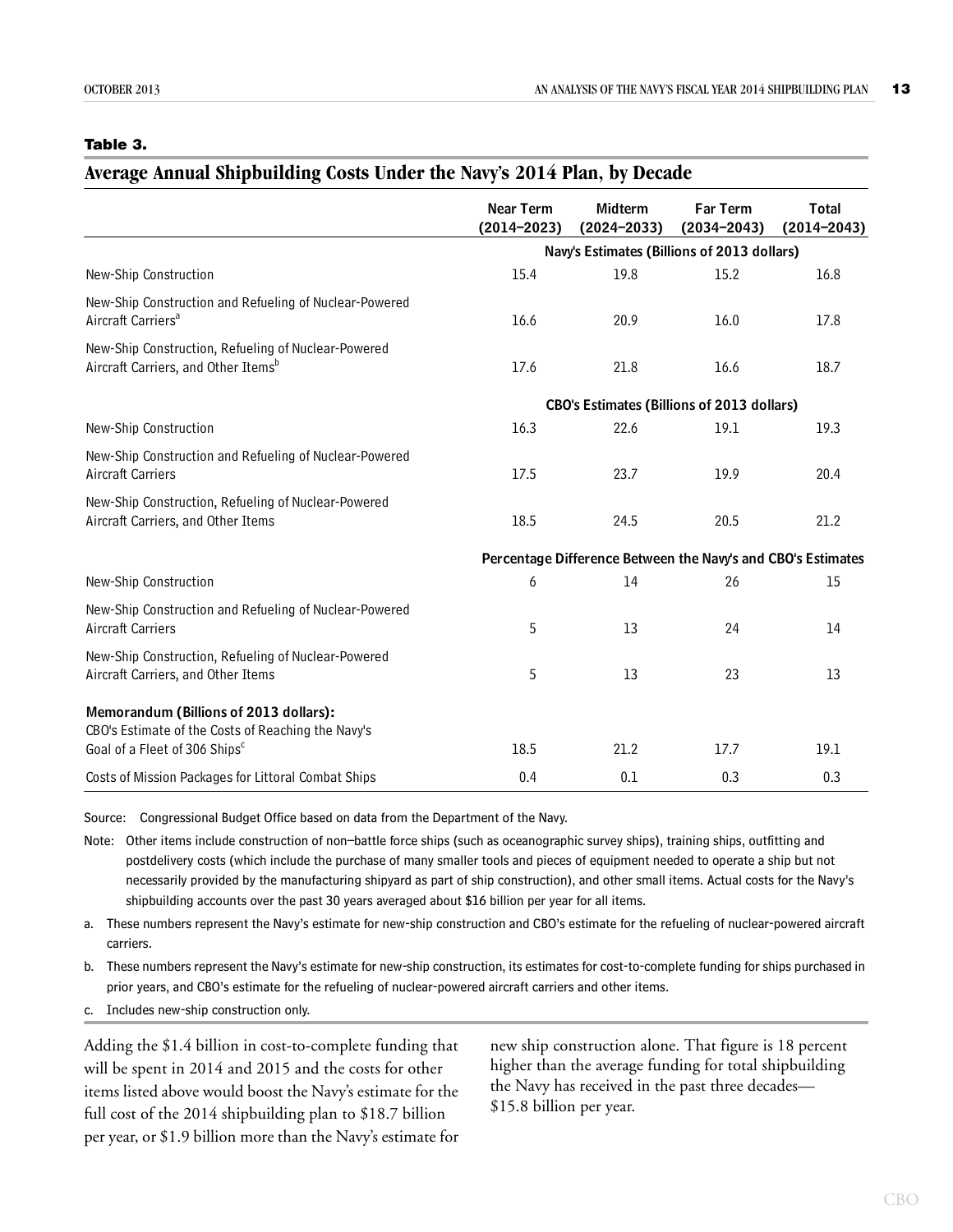**Table 3.**

## Average Annual Shipbuilding Costs Under the Navy's 2014 Plan, by Decade

| | Near Term (2014–2023) | Midterm (2024–2033) | Far Term (2034–2043) | Total (2014–2043) |
|---|---|---|---|---|
| | **Navy's Estimates (Billions of 2013 dollars)** | | | |
| New-Ship Construction | 15.4 | 19.8 | 15.2 | 16.8 |
| New-Ship Construction and Refueling of Nuclear-Powered Aircraft Carriers[a] | 16.6 | 20.9 | 16.0 | 17.8 |
| New-Ship Construction, Refueling of Nuclear-Powered Aircraft Carriers, and Other Items[b] | 17.6 | 21.8 | 16.6 | 18.7 |
| | **CBO's Estimates (Billions of 2013 dollars)** | | | |
| New-Ship Construction | 16.3 | 22.6 | 19.1 | 19.3 |
| New-Ship Construction and Refueling of Nuclear-Powered Aircraft Carriers | 17.5 | 23.7 | 19.9 | 20.4 |
| New-Ship Construction, Refueling of Nuclear-Powered Aircraft Carriers, and Other Items | 18.5 | 24.5 | 20.5 | 21.2 |
| | **Percentage Difference Between the Navy's and CBO's Estimates** | | | |
| New-Ship Construction | 6 | 14 | 26 | 15 |
| New-Ship Construction and Refueling of Nuclear-Powered Aircraft Carriers | 5 | 13 | 24 | 14 |
| New-Ship Construction, Refueling of Nuclear-Powered Aircraft Carriers, and Other Items | 5 | 13 | 23 | 13 |
| **Memorandum (Billions of 2013 dollars):** | | | | |
| CBO's Estimate of the Costs of Reaching the Navy's Goal of a Fleet of 306 Ships[c] | 18.5 | 21.2 | 17.7 | 19.1 |
| Costs of Mission Packages for Littoral Combat Ships | 0.4 | 0.1 | 0.3 | 0.3 |

Source: Congressional Budget Office based on data from the Department of the Navy.

Note: Other items include construction of non–battle force ships (such as oceanographic survey ships), training ships, outfitting and postdelivery costs (which include the purchase of many smaller tools and pieces of equipment needed to operate a ship but not necessarily provided by the manufacturing shipyard as part of ship construction), and other small items. Actual costs for the Navy's shipbuilding accounts over the past 30 years averaged about $16 billion per year for all items.

a. These numbers represent the Navy's estimate for new-ship construction and CBO's estimate for the refueling of nuclear-powered aircraft carriers.

b. These numbers represent the Navy's estimate for new-ship construction, its estimates for cost-to-complete funding for ships purchased in prior years, and CBO's estimate for the refueling of nuclear-powered aircraft carriers and other items.

c. Includes new-ship construction only.

Adding the $1.4 billion in cost-to-complete funding that will be spent in 2014 and 2015 and the costs for other items listed above would boost the Navy's estimate for the full cost of the 2014 shipbuilding plan to $18.7 billion per year, or $1.9 billion more than the Navy's estimate for new ship construction alone. That figure is 18 percent higher than the average funding for total shipbuilding the Navy has received in the past three decades—$15.8 billion per year.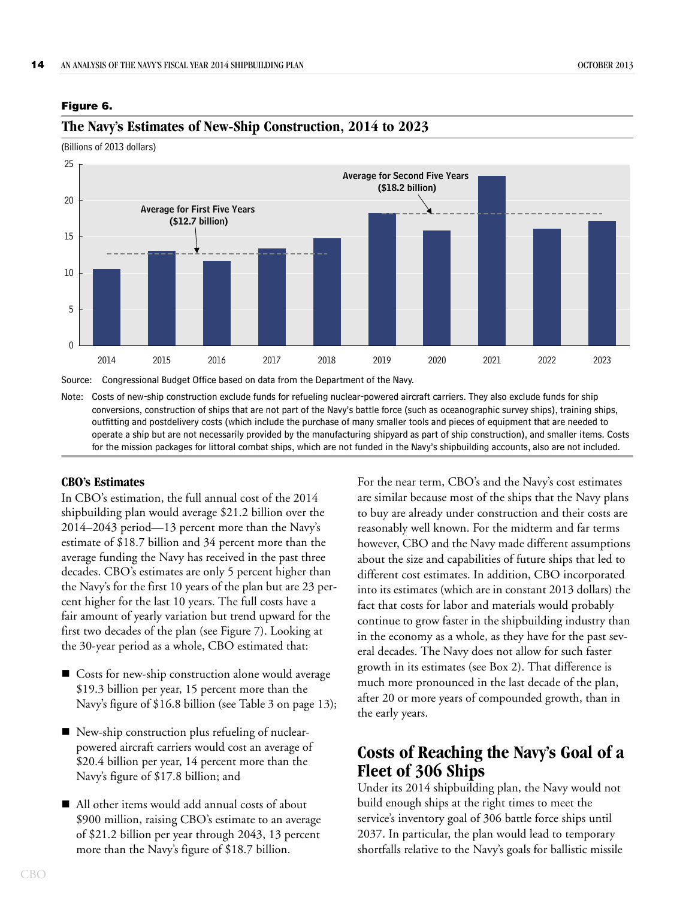**Figure 6.**

## The Navy's Estimates of New-Ship Construction, 2014 to 2023

(Billions of 2013 dollars)

Average for First Five Years ($12.7 billion)

Average for Second Five Years ($18.2 billion)

Source: Congressional Budget Office based on data from the Department of the Navy.

Note: Costs of new-ship construction exclude funds for refueling nuclear-powered aircraft carriers. They also exclude funds for ship conversions, construction of ships that are not part of the Navy's battle force (such as oceanographic survey ships), training ships, outfitting and postdelivery costs (which include the purchase of many smaller tools and pieces of equipment that are needed to operate a ship but are not necessarily provided by the manufacturing shipyard as part of ship construction), and smaller items. Costs for the mission packages for littoral combat ships, which are not funded in the Navy's shipbuilding accounts, also are not included.

### CBO's Estimates

In CBO's estimation, the full annual cost of the 2014 shipbuilding plan would average $21.2 billion over the 2014–2043 period—13 percent more than the Navy's estimate of $18.7 billion and 34 percent more than the average funding the Navy has received in the past three decades. CBO's estimates are only 5 percent higher than the Navy's for the first 10 years of the plan but are 23 percent higher for the last 10 years. The full costs have a fair amount of yearly variation but trend upward for the first two decades of the plan (see Figure 7). Looking at the 30-year period as a whole, CBO estimated that:

- Costs for new-ship construction alone would average $19.3 billion per year, 15 percent more than the Navy's figure of $16.8 billion (see Table 3 on page 13);
- New-ship construction plus refueling of nuclear-powered aircraft carriers would cost an average of $20.4 billion per year, 14 percent more than the Navy's figure of $17.8 billion; and
- All other items would add annual costs of about $900 million, raising CBO's estimate to an average of $21.2 billion per year through 2043, 13 percent more than the Navy's figure of $18.7 billion.

For the near term, CBO's and the Navy's cost estimates are similar because most of the ships that the Navy plans to buy are already under construction and their costs are reasonably well known. For the midterm and far terms however, CBO and the Navy made different assumptions about the size and capabilities of future ships that led to different cost estimates. In addition, CBO incorporated into its estimates (which are in constant 2013 dollars) the fact that costs for labor and materials would probably continue to grow faster in the shipbuilding industry than in the economy as a whole, as they have for the past several decades. The Navy does not allow for such faster growth in its estimates (see Box 2). That difference is much more pronounced in the last decade of the plan, after 20 or more years of compounded growth, than in the early years.

## Costs of Reaching the Navy's Goal of a Fleet of 306 Ships

Under its 2014 shipbuilding plan, the Navy would not build enough ships at the right times to meet the service's inventory goal of 306 battle force ships until 2037. In particular, the plan would lead to temporary shortfalls relative to the Navy's goals for ballistic missile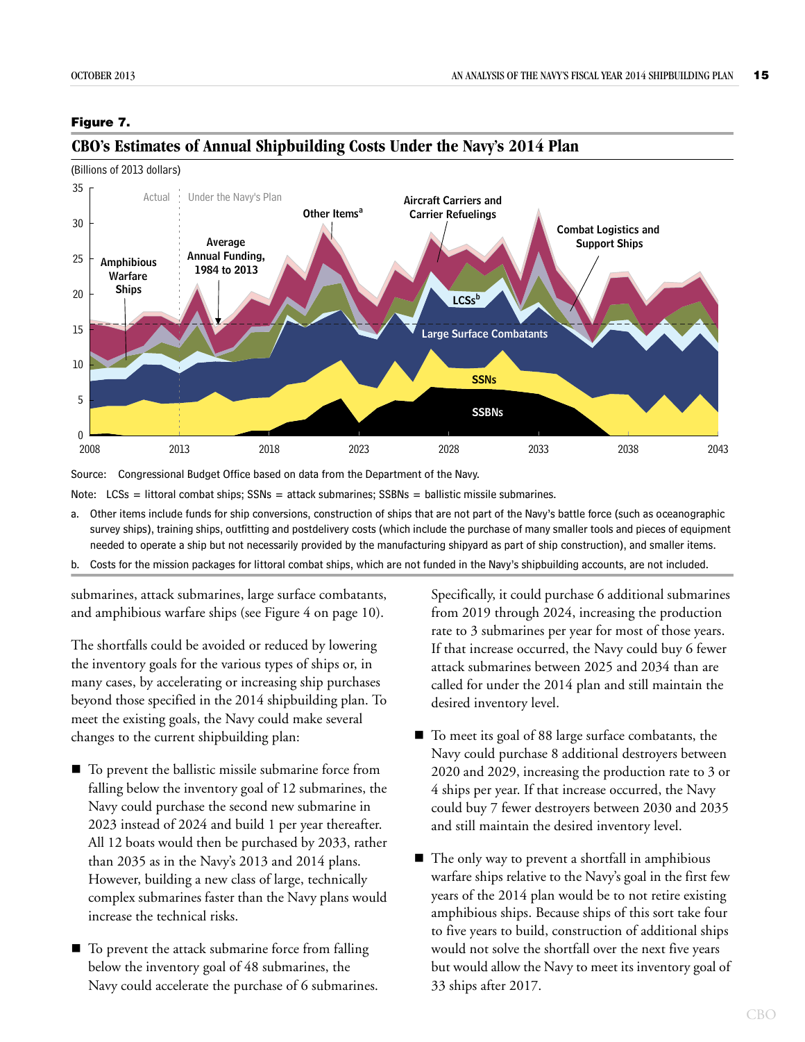**Figure 7.**

## CBO's Estimates of Annual Shipbuilding Costs Under the Navy's 2014 Plan

(Billions of 2013 dollars)

Source: Congressional Budget Office based on data from the Department of the Navy.

Note: LCSs = littoral combat ships; SSNs = attack submarines; SSBNs = ballistic missile submarines.

a. Other items include funds for ship conversions, construction of ships that are not part of the Navy's battle force (such as oceanographic survey ships), training ships, outfitting and postdelivery costs (which include the purchase of many smaller tools and pieces of equipment needed to operate a ship but not necessarily provided by the manufacturing shipyard as part of ship construction), and smaller items.

b. Costs for the mission packages for littoral combat ships, which are not funded in the Navy's shipbuilding accounts, are not included.

submarines, attack submarines, large surface combatants, and amphibious warfare ships (see Figure 4 on page 10).

The shortfalls could be avoided or reduced by lowering the inventory goals for the various types of ships or, in many cases, by accelerating or increasing ship purchases beyond those specified in the 2014 shipbuilding plan. To meet the existing goals, the Navy could make several changes to the current shipbuilding plan:

- To prevent the ballistic missile submarine force from falling below the inventory goal of 12 submarines, the Navy could purchase the second new submarine in 2023 instead of 2024 and build 1 per year thereafter. All 12 boats would then be purchased by 2033, rather than 2035 as in the Navy's 2013 and 2014 plans. However, building a new class of large, technically complex submarines faster than the Navy plans would increase the technical risks.

- To prevent the attack submarine force from falling below the inventory goal of 48 submarines, the Navy could accelerate the purchase of 6 submarines. Specifically, it could purchase 6 additional submarines from 2019 through 2024, increasing the production rate to 3 submarines per year for most of those years. If that increase occurred, the Navy could buy 6 fewer attack submarines between 2025 and 2034 than are called for under the 2014 plan and still maintain the desired inventory level.

- To meet its goal of 88 large surface combatants, the Navy could purchase 8 additional destroyers between 2020 and 2029, increasing the production rate to 3 or 4 ships per year. If that increase occurred, the Navy could buy 7 fewer destroyers between 2030 and 2035 and still maintain the desired inventory level.

- The only way to prevent a shortfall in amphibious warfare ships relative to the Navy's goal in the first few years of the 2014 plan would be to not retire existing amphibious ships. Because ships of this sort take four to five years to build, construction of additional ships would not solve the shortfall over the next five years but would allow the Navy to meet its inventory goal of 33 ships after 2017.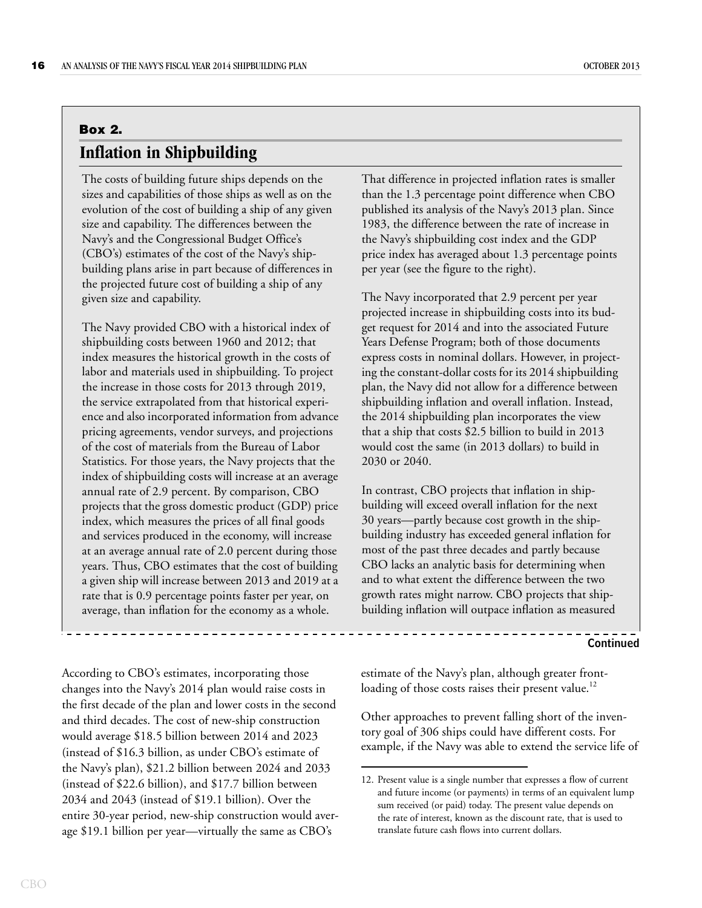## Box 2.

## Inflation in Shipbuilding

The costs of building future ships depends on the sizes and capabilities of those ships as well as on the evolution of the cost of building a ship of any given size and capability. The differences between the Navy's and the Congressional Budget Office's (CBO's) estimates of the cost of the Navy's shipbuilding plans arise in part because of differences in the projected future cost of building a ship of any given size and capability.

The Navy provided CBO with a historical index of shipbuilding costs between 1960 and 2012; that index measures the historical growth in the costs of labor and materials used in shipbuilding. To project the increase in those costs for 2013 through 2019, the service extrapolated from that historical experience and also incorporated information from advance pricing agreements, vendor surveys, and projections of the cost of materials from the Bureau of Labor Statistics. For those years, the Navy projects that the index of shipbuilding costs will increase at an average annual rate of 2.9 percent. By comparison, CBO projects that the gross domestic product (GDP) price index, which measures the prices of all final goods and services produced in the economy, will increase at an average annual rate of 2.0 percent during those years. Thus, CBO estimates that the cost of building a given ship will increase between 2013 and 2019 at a rate that is 0.9 percentage points faster per year, on average, than inflation for the economy as a whole.

That difference in projected inflation rates is smaller than the 1.3 percentage point difference when CBO published its analysis of the Navy's 2013 plan. Since 1983, the difference between the rate of increase in the Navy's shipbuilding cost index and the GDP price index has averaged about 1.3 percentage points per year (see the figure to the right).

The Navy incorporated that 2.9 percent per year projected increase in shipbuilding costs into its budget request for 2014 and into the associated Future Years Defense Program; both of those documents express costs in nominal dollars. However, in projecting the constant-dollar costs for its 2014 shipbuilding plan, the Navy did not allow for a difference between shipbuilding inflation and overall inflation. Instead, the 2014 shipbuilding plan incorporates the view that a ship that costs $2.5 billion to build in 2013 would cost the same (in 2013 dollars) to build in 2030 or 2040.

In contrast, CBO projects that inflation in shipbuilding will exceed overall inflation for the next 30 years—partly because cost growth in the shipbuilding industry has exceeded general inflation for most of the past three decades and partly because CBO lacks an analytic basis for determining when and to what extent the difference between the two growth rates might narrow. CBO projects that shipbuilding inflation will outpace inflation as measured

**Continued**

According to CBO's estimates, incorporating those changes into the Navy's 2014 plan would raise costs in the first decade of the plan and lower costs in the second and third decades. The cost of new-ship construction would average $18.5 billion between 2014 and 2023 (instead of $16.3 billion, as under CBO's estimate of the Navy's plan), $21.2 billion between 2024 and 2033 (instead of $22.6 billion), and $17.7 billion between 2034 and 2043 (instead of $19.1 billion). Over the entire 30-year period, new-ship construction would average $19.1 billion per year—virtually the same as CBO's estimate of the Navy's plan, although greater front-loading of those costs raises their present value.[12]

Other approaches to prevent falling short of the inventory goal of 306 ships could have different costs. For example, if the Navy was able to extend the service life of

12. Present value is a single number that expresses a flow of current and future income (or payments) in terms of an equivalent lump sum received (or paid) today. The present value depends on the rate of interest, known as the discount rate, that is used to translate future cash flows into current dollars.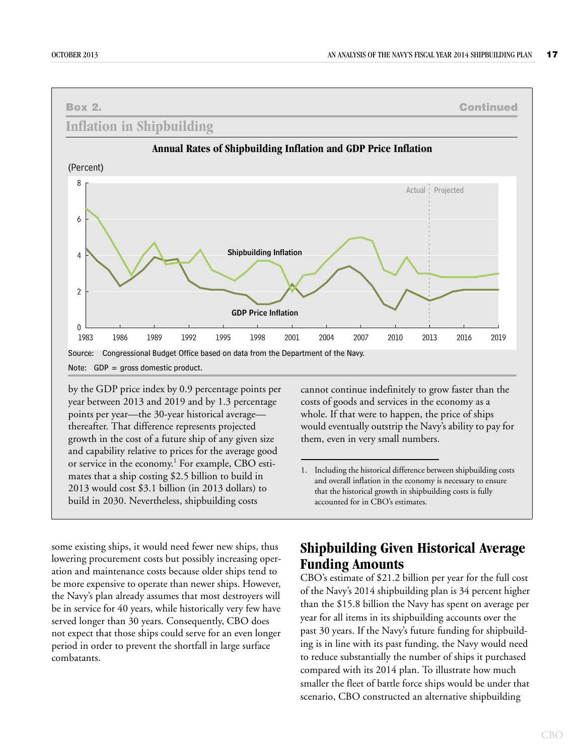**Box 2. Continued**

**Inflation in Shipbuilding**

**Annual Rates of Shipbuilding Inflation and GDP Price Inflation**

(Percent)

Source: Congressional Budget Office based on data from the Department of the Navy.

Note: GDP = gross domestic product.

by the GDP price index by 0.9 percentage points per year between 2013 and 2019 and by 1.3 percentage points per year—the 30-year historical average—thereafter. That difference represents projected growth in the cost of a future ship of any given size and capability relative to prices for the average good or service in the economy.[1] For example, CBO estimates that a ship costing $2.5 billion to build in 2013 would cost $3.1 billion (in 2013 dollars) to build in 2030. Nevertheless, shipbuilding costs cannot continue indefinitely to grow faster than the costs of goods and services in the economy as a whole. If that were to happen, the price of ships would eventually outstrip the Navy's ability to pay for them, even in very small numbers.

1. Including the historical difference between shipbuilding costs and overall inflation in the economy is necessary to ensure that the historical growth in shipbuilding costs is fully accounted for in CBO's estimates.

some existing ships, it would need fewer new ships, thus lowering procurement costs but possibly increasing operation and maintenance costs because older ships tend to be more expensive to operate than newer ships. However, the Navy's plan already assumes that most destroyers will be in service for 40 years, while historically very few have served longer than 30 years. Consequently, CBO does not expect that those ships could serve for an even longer period in order to prevent the shortfall in large surface combatants.

## Shipbuilding Given Historical Average Funding Amounts

CBO's estimate of $21.2 billion per year for the full cost of the Navy's 2014 shipbuilding plan is 34 percent higher than the $15.8 billion the Navy has spent on average per year for all items in its shipbuilding accounts over the past 30 years. If the Navy's future funding for shipbuilding is in line with its past funding, the Navy would need to reduce substantially the number of ships it purchased compared with its 2014 plan. To illustrate how much smaller the fleet of battle force ships would be under that scenario, CBO constructed an alternative shipbuilding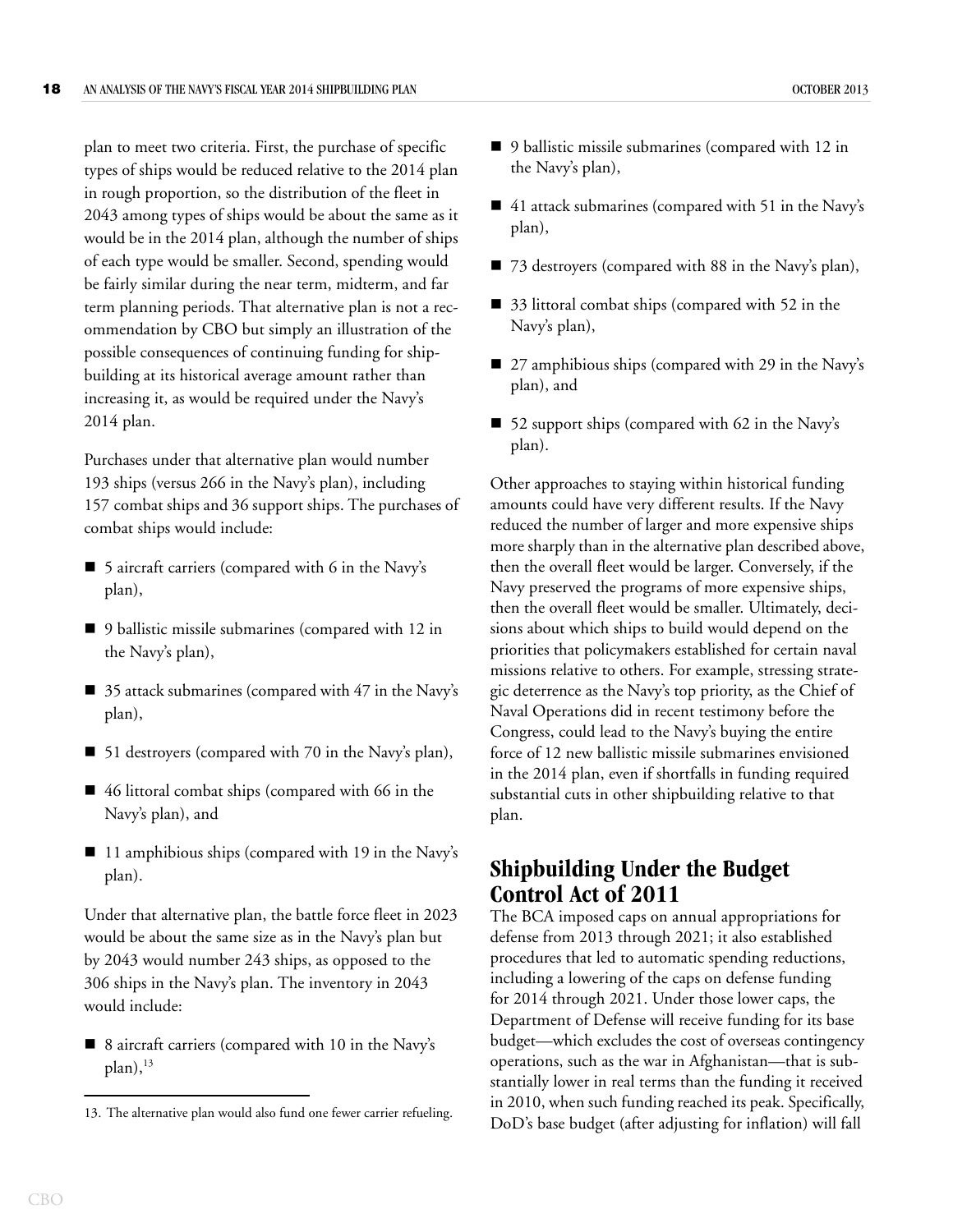plan to meet two criteria. First, the purchase of specific types of ships would be reduced relative to the 2014 plan in rough proportion, so the distribution of the fleet in 2043 among types of ships would be about the same as it would be in the 2014 plan, although the number of ships of each type would be smaller. Second, spending would be fairly similar during the near term, midterm, and far term planning periods. That alternative plan is not a recommendation by CBO but simply an illustration of the possible consequences of continuing funding for shipbuilding at its historical average amount rather than increasing it, as would be required under the Navy's 2014 plan.

Purchases under that alternative plan would number 193 ships (versus 266 in the Navy's plan), including 157 combat ships and 36 support ships. The purchases of combat ships would include:

- 5 aircraft carriers (compared with 6 in the Navy's plan),
- 9 ballistic missile submarines (compared with 12 in the Navy's plan),
- 35 attack submarines (compared with 47 in the Navy's plan),
- 51 destroyers (compared with 70 in the Navy's plan),
- 46 littoral combat ships (compared with 66 in the Navy's plan), and
- 11 amphibious ships (compared with 19 in the Navy's plan).

Under that alternative plan, the battle force fleet in 2023 would be about the same size as in the Navy's plan but by 2043 would number 243 ships, as opposed to the 306 ships in the Navy's plan. The inventory in 2043 would include:

- 8 aircraft carriers (compared with 10 in the Navy's plan),[13]
- 9 ballistic missile submarines (compared with 12 in the Navy's plan),
- 41 attack submarines (compared with 51 in the Navy's plan),
- 73 destroyers (compared with 88 in the Navy's plan),
- 33 littoral combat ships (compared with 52 in the Navy's plan),
- 27 amphibious ships (compared with 29 in the Navy's plan), and
- 52 support ships (compared with 62 in the Navy's plan).

Other approaches to staying within historical funding amounts could have very different results. If the Navy reduced the number of larger and more expensive ships more sharply than in the alternative plan described above, then the overall fleet would be larger. Conversely, if the Navy preserved the programs of more expensive ships, then the overall fleet would be smaller. Ultimately, decisions about which ships to build would depend on the priorities that policymakers established for certain naval missions relative to others. For example, stressing strategic deterrence as the Navy's top priority, as the Chief of Naval Operations did in recent testimony before the Congress, could lead to the Navy's buying the entire force of 12 new ballistic missile submarines envisioned in the 2014 plan, even if shortfalls in funding required substantial cuts in other shipbuilding relative to that plan.

## Shipbuilding Under the Budget Control Act of 2011

The BCA imposed caps on annual appropriations for defense from 2013 through 2021; it also established procedures that led to automatic spending reductions, including a lowering of the caps on defense funding for 2014 through 2021. Under those lower caps, the Department of Defense will receive funding for its base budget—which excludes the cost of overseas contingency operations, such as the war in Afghanistan—that is substantially lower in real terms than the funding it received in 2010, when such funding reached its peak. Specifically, DoD's base budget (after adjusting for inflation) will fall

13. The alternative plan would also fund one fewer carrier refueling.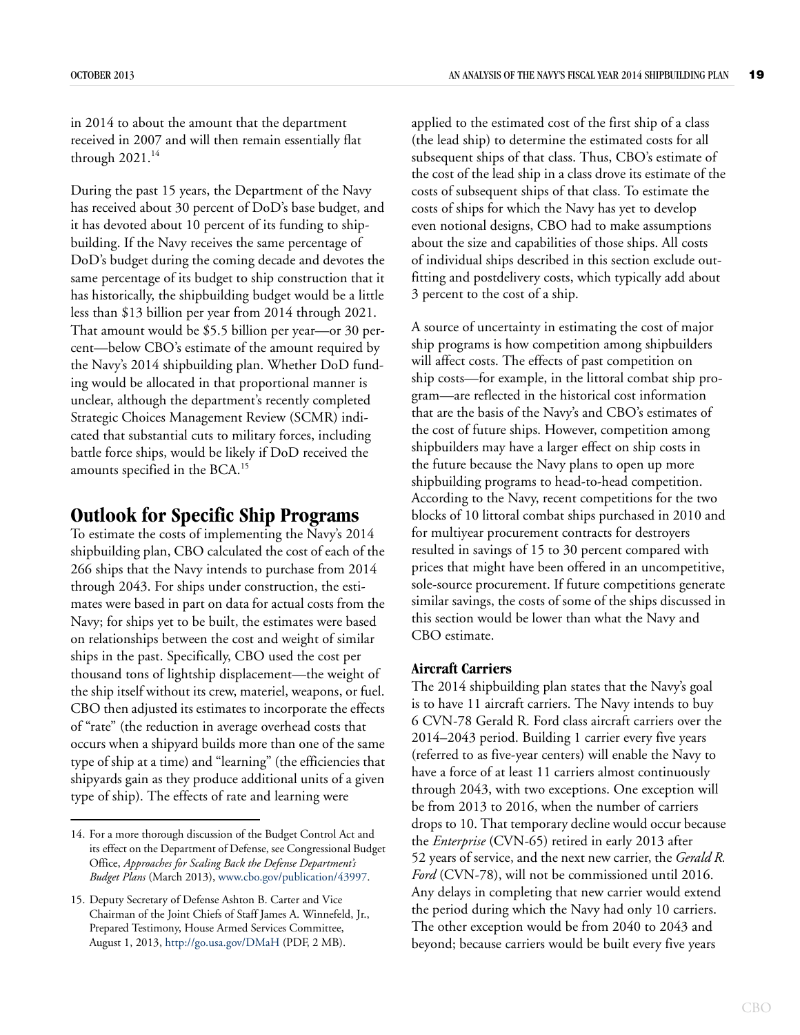in 2014 to about the amount that the department received in 2007 and will then remain essentially flat through 2021.[14]

During the past 15 years, the Department of the Navy has received about 30 percent of DoD's base budget, and it has devoted about 10 percent of its funding to shipbuilding. If the Navy receives the same percentage of DoD's budget during the coming decade and devotes the same percentage of its budget to ship construction that it has historically, the shipbuilding budget would be a little less than $13 billion per year from 2014 through 2021. That amount would be $5.5 billion per year—or 30 percent—below CBO's estimate of the amount required by the Navy's 2014 shipbuilding plan. Whether DoD funding would be allocated in that proportional manner is unclear, although the department's recently completed Strategic Choices Management Review (SCMR) indicated that substantial cuts to military forces, including battle force ships, would be likely if DoD received the amounts specified in the BCA.[15]

## Outlook for Specific Ship Programs

To estimate the costs of implementing the Navy's 2014 shipbuilding plan, CBO calculated the cost of each of the 266 ships that the Navy intends to purchase from 2014 through 2043. For ships under construction, the estimates were based in part on data for actual costs from the Navy; for ships yet to be built, the estimates were based on relationships between the cost and weight of similar ships in the past. Specifically, CBO used the cost per thousand tons of lightship displacement—the weight of the ship itself without its crew, materiel, weapons, or fuel. CBO then adjusted its estimates to incorporate the effects of "rate" (the reduction in average overhead costs that occurs when a shipyard builds more than one of the same type of ship at a time) and "learning" (the efficiencies that shipyards gain as they produce additional units of a given type of ship). The effects of rate and learning were applied to the estimated cost of the first ship of a class (the lead ship) to determine the estimated costs for all subsequent ships of that class. Thus, CBO's estimate of the cost of the lead ship in a class drove its estimate of the costs of subsequent ships of that class. To estimate the costs of ships for which the Navy has yet to develop even notional designs, CBO had to make assumptions about the size and capabilities of those ships. All costs of individual ships described in this section exclude outfitting and postdelivery costs, which typically add about 3 percent to the cost of a ship.

A source of uncertainty in estimating the cost of major ship programs is how competition among shipbuilders will affect costs. The effects of past competition on ship costs—for example, in the littoral combat ship program—are reflected in the historical cost information that are the basis of the Navy's and CBO's estimates of the cost of future ships. However, competition among shipbuilders may have a larger effect on ship costs in the future because the Navy plans to open up more shipbuilding programs to head-to-head competition. According to the Navy, recent competitions for the two blocks of 10 littoral combat ships purchased in 2010 and for multiyear procurement contracts for destroyers resulted in savings of 15 to 30 percent compared with prices that might have been offered in an uncompetitive, sole-source procurement. If future competitions generate similar savings, the costs of some of the ships discussed in this section would be lower than what the Navy and CBO estimate.

### Aircraft Carriers

The 2014 shipbuilding plan states that the Navy's goal is to have 11 aircraft carriers. The Navy intends to buy 6 CVN-78 Gerald R. Ford class aircraft carriers over the 2014–2043 period. Building 1 carrier every five years (referred to as five-year centers) will enable the Navy to have a force of at least 11 carriers almost continuously through 2043, with two exceptions. One exception will be from 2013 to 2016, when the number of carriers drops to 10. That temporary decline would occur because the *Enterprise* (CVN-65) retired in early 2013 after 52 years of service, and the next new carrier, the *Gerald R. Ford* (CVN-78), will not be commissioned until 2016. Any delays in completing that new carrier would extend the period during which the Navy had only 10 carriers. The other exception would be from 2040 to 2043 and beyond; because carriers would be built every five years

14. For a more thorough discussion of the Budget Control Act and its effect on the Department of Defense, see Congressional Budget Office, *Approaches for Scaling Back the Defense Department's Budget Plans* (March 2013), www.cbo.gov/publication/43997.

15. Deputy Secretary of Defense Ashton B. Carter and Vice Chairman of the Joint Chiefs of Staff James A. Winnefeld, Jr., Prepared Testimony, House Armed Services Committee, August 1, 2013, http://go.usa.gov/DMaH (PDF, 2 MB).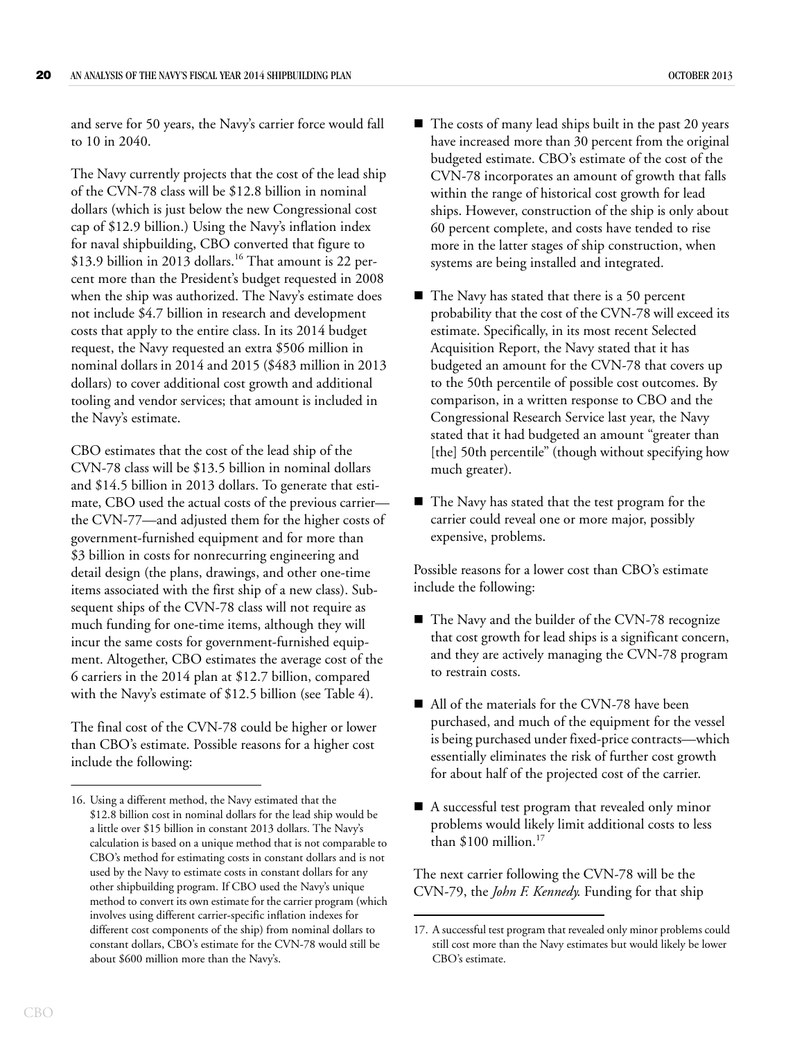and serve for 50 years, the Navy's carrier force would fall to 10 in 2040.

The Navy currently projects that the cost of the lead ship of the CVN-78 class will be $12.8 billion in nominal dollars (which is just below the new Congressional cost cap of $12.9 billion.) Using the Navy's inflation index for naval shipbuilding, CBO converted that figure to $13.9 billion in 2013 dollars.[16] That amount is 22 percent more than the President's budget requested in 2008 when the ship was authorized. The Navy's estimate does not include $4.7 billion in research and development costs that apply to the entire class. In its 2014 budget request, the Navy requested an extra $506 million in nominal dollars in 2014 and 2015 ($483 million in 2013 dollars) to cover additional cost growth and additional tooling and vendor services; that amount is included in the Navy's estimate.

CBO estimates that the cost of the lead ship of the CVN-78 class will be $13.5 billion in nominal dollars and $14.5 billion in 2013 dollars. To generate that estimate, CBO used the actual costs of the previous carrier—the CVN-77—and adjusted them for the higher costs of government-furnished equipment and for more than $3 billion in costs for nonrecurring engineering and detail design (the plans, drawings, and other one-time items associated with the first ship of a new class). Subsequent ships of the CVN-78 class will not require as much funding for one-time items, although they will incur the same costs for government-furnished equipment. Altogether, CBO estimates the average cost of the 6 carriers in the 2014 plan at $12.7 billion, compared with the Navy's estimate of $12.5 billion (see Table 4).

The final cost of the CVN-78 could be higher or lower than CBO's estimate. Possible reasons for a higher cost include the following:

- The costs of many lead ships built in the past 20 years have increased more than 30 percent from the original budgeted estimate. CBO's estimate of the cost of the CVN-78 incorporates an amount of growth that falls within the range of historical cost growth for lead ships. However, construction of the ship is only about 60 percent complete, and costs have tended to rise more in the latter stages of ship construction, when systems are being installed and integrated.
- The Navy has stated that there is a 50 percent probability that the cost of the CVN-78 will exceed its estimate. Specifically, in its most recent Selected Acquisition Report, the Navy stated that it has budgeted an amount for the CVN-78 that covers up to the 50th percentile of possible cost outcomes. By comparison, in a written response to CBO and the Congressional Research Service last year, the Navy stated that it had budgeted an amount "greater than [the] 50th percentile" (though without specifying how much greater).
- The Navy has stated that the test program for the carrier could reveal one or more major, possibly expensive, problems.

Possible reasons for a lower cost than CBO's estimate include the following:

- The Navy and the builder of the CVN-78 recognize that cost growth for lead ships is a significant concern, and they are actively managing the CVN-78 program to restrain costs.
- All of the materials for the CVN-78 have been purchased, and much of the equipment for the vessel is being purchased under fixed-price contracts—which essentially eliminates the risk of further cost growth for about half of the projected cost of the carrier.
- A successful test program that revealed only minor problems would likely limit additional costs to less than $100 million.[17]

The next carrier following the CVN-78 will be the CVN-79, the *John F. Kennedy*. Funding for that ship

---

16. Using a different method, the Navy estimated that the $12.8 billion cost in nominal dollars for the lead ship would be a little over $15 billion in constant 2013 dollars. The Navy's calculation is based on a unique method that is not comparable to CBO's method for estimating costs in constant dollars and is not used by the Navy to estimate costs in constant dollars for any other shipbuilding program. If CBO used the Navy's unique method to convert its own estimate for the carrier program (which involves using different carrier-specific inflation indexes for different cost components of the ship) from nominal dollars to constant dollars, CBO's estimate for the CVN-78 would still be about $600 million more than the Navy's.

17. A successful test program that revealed only minor problems could still cost more than the Navy estimates but would likely be lower CBO's estimate.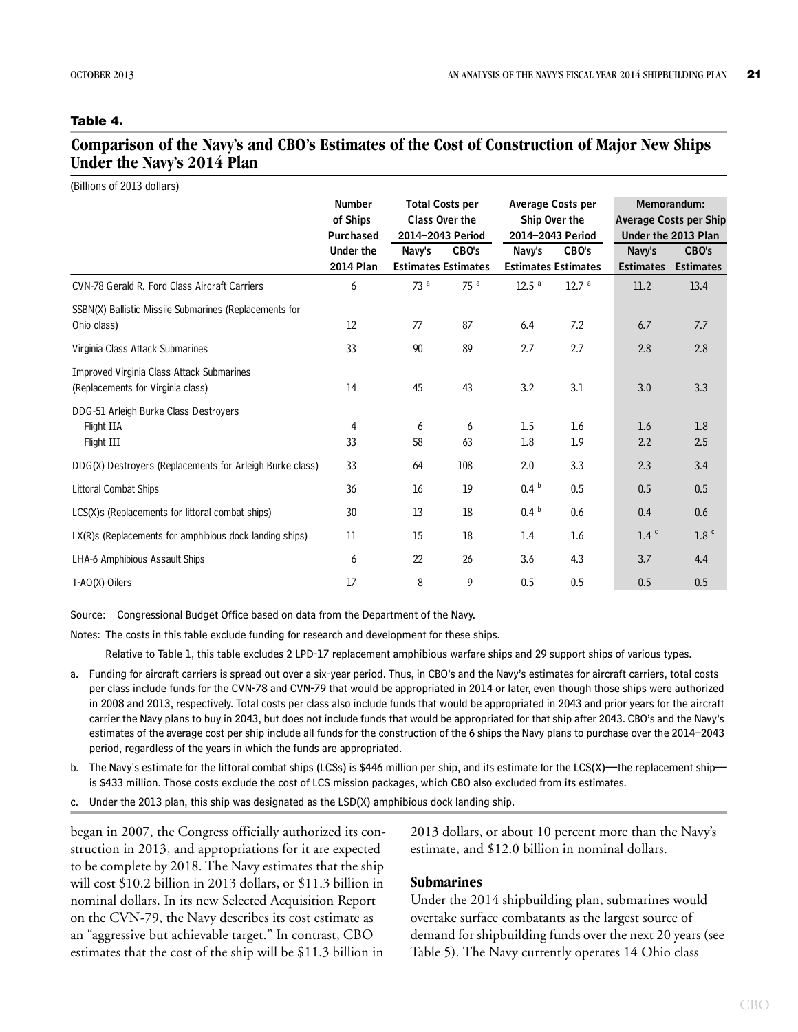**Table 4.**

## Comparison of the Navy's and CBO's Estimates of the Cost of Construction of Major New Ships Under the Navy's 2014 Plan

(Billions of 2013 dollars)

| | Number of Ships Purchased Under the 2014 Plan | Total Costs per Class Over the 2014–2043 Period | | Average Costs per Ship Over the 2014–2043 Period | | Memorandum: Average Costs per Ship Under the 2013 Plan | |
|---|---|---|---|---|---|---|---|
| | | Navy's Estimates | CBO's Estimates | Navy's Estimates | CBO's Estimates | Navy's Estimates | CBO's Estimates |
| CVN-78 Gerald R. Ford Class Aircraft Carriers | 6 | 73 [a] | 75 [a] | 12.5 [a] | 12.7 [a] | 11.2 | 13.4 |
| SSBN(X) Ballistic Missile Submarines (Replacements for Ohio class) | 12 | 77 | 87 | 6.4 | 7.2 | 6.7 | 7.7 |
| Virginia Class Attack Submarines | 33 | 90 | 89 | 2.7 | 2.7 | 2.8 | 2.8 |
| Improved Virginia Class Attack Submarines (Replacements for Virginia class) | 14 | 45 | 43 | 3.2 | 3.1 | 3.0 | 3.3 |
| DDG-51 Arleigh Burke Class Destroyers | | | | | | | |
| Flight IIA | 4 | 6 | 6 | 1.5 | 1.6 | 1.6 | 1.8 |
| Flight III | 33 | 58 | 63 | 1.8 | 1.9 | 2.2 | 2.5 |
| DDG(X) Destroyers (Replacements for Arleigh Burke class) | 33 | 64 | 108 | 2.0 | 3.3 | 2.3 | 3.4 |
| Littoral Combat Ships | 36 | 16 | 19 | 0.4 [b] | 0.5 | 0.5 | 0.5 |
| LCS(X)s (Replacements for littoral combat ships) | 30 | 13 | 18 | 0.4 [b] | 0.6 | 0.4 | 0.6 |
| LX(R)s (Replacements for amphibious dock landing ships) | 11 | 15 | 18 | 1.4 | 1.6 | 1.4 [c] | 1.8 [c] |
| LHA-6 Amphibious Assault Ships | 6 | 22 | 26 | 3.6 | 4.3 | 3.7 | 4.4 |
| T-AO(X) Oilers | 17 | 8 | 9 | 0.5 | 0.5 | 0.5 | 0.5 |

Source: Congressional Budget Office based on data from the Department of the Navy.

Notes: The costs in this table exclude funding for research and development for these ships.

Relative to Table 1, this table excludes 2 LPD-17 replacement amphibious warfare ships and 29 support ships of various types.

a. Funding for aircraft carriers is spread out over a six-year period. Thus, in CBO's and the Navy's estimates for aircraft carriers, total costs per class include funds for the CVN-78 and CVN-79 that would be appropriated in 2014 or later, even though those ships were authorized in 2008 and 2013, respectively. Total costs per class also include funds that would be appropriated in 2043 and prior years for the aircraft carrier the Navy plans to buy in 2043, but does not include funds that would be appropriated for that ship after 2043. CBO's and the Navy's estimates of the average cost per ship include all funds for the construction of the 6 ships the Navy plans to purchase over the 2014–2043 period, regardless of the years in which the funds are appropriated.

b. The Navy's estimate for the littoral combat ships (LCSs) is $446 million per ship, and its estimate for the LCS(X)—the replacement ship—is $433 million. Those costs exclude the cost of LCS mission packages, which CBO also excluded from its estimates.

c. Under the 2013 plan, this ship was designated as the LSD(X) amphibious dock landing ship.

began in 2007, the Congress officially authorized its construction in 2013, and appropriations for it are expected to be complete by 2018. The Navy estimates that the ship will cost $10.2 billion in 2013 dollars, or $11.3 billion in nominal dollars. In its new Selected Acquisition Report on the CVN-79, the Navy describes its cost estimate as an "aggressive but achievable target." In contrast, CBO estimates that the cost of the ship will be $11.3 billion in 2013 dollars, or about 10 percent more than the Navy's estimate, and $12.0 billion in nominal dollars.

### Submarines

Under the 2014 shipbuilding plan, submarines would overtake surface combatants as the largest source of demand for shipbuilding funds over the next 20 years (see Table 5). The Navy currently operates 14 Ohio class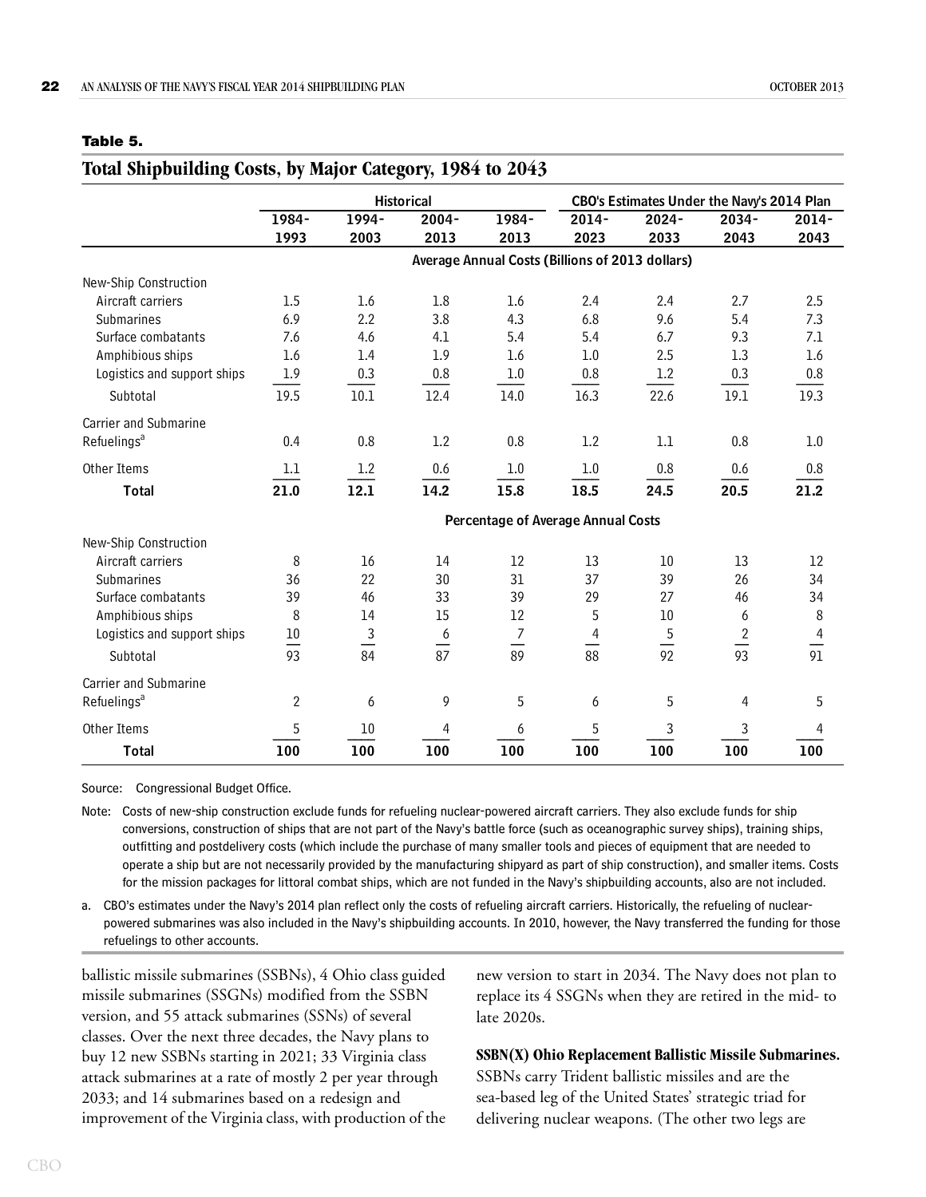**Table 5.**

## Total Shipbuilding Costs, by Major Category, 1984 to 2043

| | Historical | | | | CBO's Estimates Under the Navy's 2014 Plan | | | |
|---|---|---|---|---|---|---|---|---|
| | 1984-1993 | 1994-2003 | 2004-2013 | 1984-2013 | 2014-2023 | 2024-2033 | 2034-2043 | 2014-2043 |
| | **Average Annual Costs (Billions of 2013 dollars)** | | | | | | | |
| New-Ship Construction | | | | | | | | |
| Aircraft carriers | 1.5 | 1.6 | 1.8 | 1.6 | 2.4 | 2.4 | 2.7 | 2.5 |
| Submarines | 6.9 | 2.2 | 3.8 | 4.3 | 6.8 | 9.6 | 5.4 | 7.3 |
| Surface combatants | 7.6 | 4.6 | 4.1 | 5.4 | 5.4 | 6.7 | 9.3 | 7.1 |
| Amphibious ships | 1.6 | 1.4 | 1.9 | 1.6 | 1.0 | 2.5 | 1.3 | 1.6 |
| Logistics and support ships | 1.9 | 0.3 | 0.8 | 1.0 | 0.8 | 1.2 | 0.3 | 0.8 |
| Subtotal | 19.5 | 10.1 | 12.4 | 14.0 | 16.3 | 22.6 | 19.1 | 19.3 |
| Carrier and Submarine Refuelings[a] | 0.4 | 0.8 | 1.2 | 0.8 | 1.2 | 1.1 | 0.8 | 1.0 |
| Other Items | 1.1 | 1.2 | 0.6 | 1.0 | 1.0 | 0.8 | 0.6 | 0.8 |
| **Total** | **21.0** | **12.1** | **14.2** | **15.8** | **18.5** | **24.5** | **20.5** | **21.2** |
| | **Percentage of Average Annual Costs** | | | | | | | |
| New-Ship Construction | | | | | | | | |
| Aircraft carriers | 8 | 16 | 14 | 12 | 13 | 10 | 13 | 12 |
| Submarines | 36 | 22 | 30 | 31 | 37 | 39 | 26 | 34 |
| Surface combatants | 39 | 46 | 33 | 39 | 29 | 27 | 46 | 34 |
| Amphibious ships | 8 | 14 | 15 | 12 | 5 | 10 | 6 | 8 |
| Logistics and support ships | 10 | 3 | 6 | 7 | 4 | 5 | 2 | 4 |
| Subtotal | 93 | 84 | 87 | 89 | 88 | 92 | 93 | 91 |
| Carrier and Submarine Refuelings[a] | 2 | 6 | 9 | 5 | 6 | 5 | 4 | 5 |
| Other Items | 5 | 10 | 4 | 6 | 5 | 3 | 3 | 4 |
| **Total** | **100** | **100** | **100** | **100** | **100** | **100** | **100** | **100** |

Source: Congressional Budget Office.

Note: Costs of new-ship construction exclude funds for refueling nuclear-powered aircraft carriers. They also exclude funds for ship conversions, construction of ships that are not part of the Navy's battle force (such as oceanographic survey ships), training ships, outfitting and postdelivery costs (which include the purchase of many smaller tools and pieces of equipment that are needed to operate a ship but are not necessarily provided by the manufacturing shipyard as part of ship construction), and smaller items. Costs for the mission packages for littoral combat ships, which are not funded in the Navy's shipbuilding accounts, also are not included.

a. CBO's estimates under the Navy's 2014 plan reflect only the costs of refueling aircraft carriers. Historically, the refueling of nuclear-powered submarines was also included in the Navy's shipbuilding accounts. In 2010, however, the Navy transferred the funding for those refuelings to other accounts.

ballistic missile submarines (SSBNs), 4 Ohio class guided missile submarines (SSGNs) modified from the SSBN version, and 55 attack submarines (SSNs) of several classes. Over the next three decades, the Navy plans to buy 12 new SSBNs starting in 2021; 33 Virginia class attack submarines at a rate of mostly 2 per year through 2033; and 14 submarines based on a redesign and improvement of the Virginia class, with production of the new version to start in 2034. The Navy does not plan to replace its 4 SSGNs when they are retired in the mid- to late 2020s.

**SSBN(X) Ohio Replacement Ballistic Missile Submarines.** SSBNs carry Trident ballistic missiles and are the sea-based leg of the United States' strategic triad for delivering nuclear weapons. (The other two legs are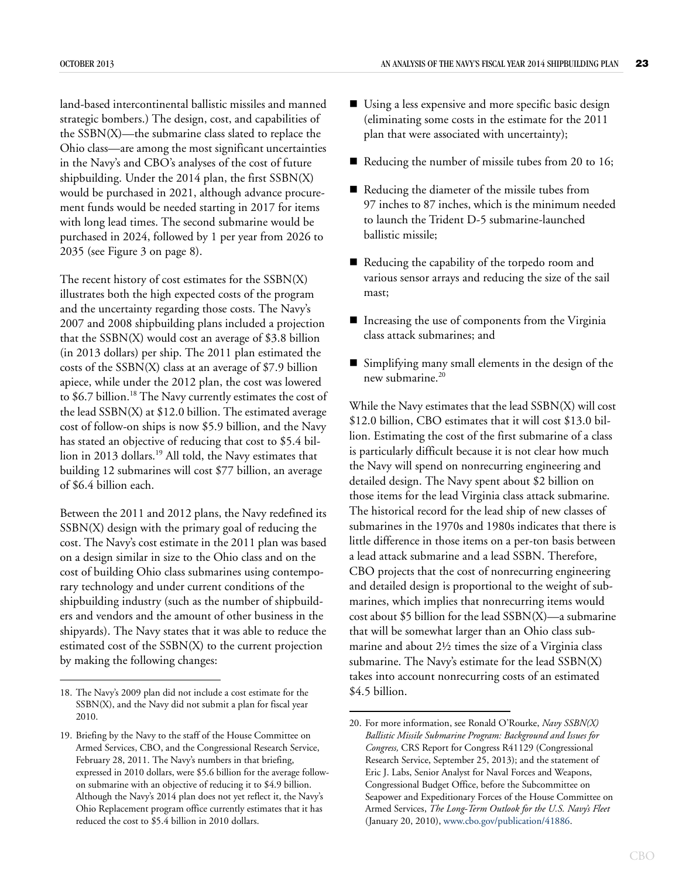land-based intercontinental ballistic missiles and manned strategic bombers.) The design, cost, and capabilities of the SSBN(X)—the submarine class slated to replace the Ohio class—are among the most significant uncertainties in the Navy's and CBO's analyses of the cost of future shipbuilding. Under the 2014 plan, the first SSBN(X) would be purchased in 2021, although advance procurement funds would be needed starting in 2017 for items with long lead times. The second submarine would be purchased in 2024, followed by 1 per year from 2026 to 2035 (see Figure 3 on page 8).

The recent history of cost estimates for the SSBN(X) illustrates both the high expected costs of the program and the uncertainty regarding those costs. The Navy's 2007 and 2008 shipbuilding plans included a projection that the SSBN(X) would cost an average of $3.8 billion (in 2013 dollars) per ship. The 2011 plan estimated the costs of the SSBN(X) class at an average of $7.9 billion apiece, while under the 2012 plan, the cost was lowered to $6.7 billion.[18] The Navy currently estimates the cost of the lead SSBN(X) at $12.0 billion. The estimated average cost of follow-on ships is now $5.9 billion, and the Navy has stated an objective of reducing that cost to $5.4 billion in 2013 dollars.[19] All told, the Navy estimates that building 12 submarines will cost $77 billion, an average of $6.4 billion each.

Between the 2011 and 2012 plans, the Navy redefined its SSBN(X) design with the primary goal of reducing the cost. The Navy's cost estimate in the 2011 plan was based on a design similar in size to the Ohio class and on the cost of building Ohio class submarines using contemporary technology and under current conditions of the shipbuilding industry (such as the number of shipbuilders and vendors and the amount of other business in the shipyards). The Navy states that it was able to reduce the estimated cost of the SSBN(X) to the current projection by making the following changes:

- Using a less expensive and more specific basic design (eliminating some costs in the estimate for the 2011 plan that were associated with uncertainty);
- Reducing the number of missile tubes from 20 to 16;
- Reducing the diameter of the missile tubes from 97 inches to 87 inches, which is the minimum needed to launch the Trident D-5 submarine-launched ballistic missile;
- Reducing the capability of the torpedo room and various sensor arrays and reducing the size of the sail mast;
- Increasing the use of components from the Virginia class attack submarines; and
- Simplifying many small elements in the design of the new submarine.[20]

While the Navy estimates that the lead SSBN(X) will cost $12.0 billion, CBO estimates that it will cost $13.0 billion. Estimating the cost of the first submarine of a class is particularly difficult because it is not clear how much the Navy will spend on nonrecurring engineering and detailed design. The Navy spent about $2 billion on those items for the lead Virginia class attack submarine. The historical record for the lead ship of new classes of submarines in the 1970s and 1980s indicates that there is little difference in those items on a per-ton basis between a lead attack submarine and a lead SSBN. Therefore, CBO projects that the cost of nonrecurring engineering and detailed design is proportional to the weight of submarines, which implies that nonrecurring items would cost about $5 billion for the lead SSBN(X)—a submarine that will be somewhat larger than an Ohio class submarine and about 2½ times the size of a Virginia class submarine. The Navy's estimate for the lead SSBN(X) takes into account nonrecurring costs of an estimated $4.5 billion.

---

18. The Navy's 2009 plan did not include a cost estimate for the SSBN(X), and the Navy did not submit a plan for fiscal year 2010.

19. Briefing by the Navy to the staff of the House Committee on Armed Services, CBO, and the Congressional Research Service, February 28, 2011. The Navy's numbers in that briefing, expressed in 2010 dollars, were $5.6 billion for the average follow-on submarine with an objective of reducing it to $4.9 billion. Although the Navy's 2014 plan does not yet reflect it, the Navy's Ohio Replacement program office currently estimates that it has reduced the cost to $5.4 billion in 2010 dollars.

20. For more information, see Ronald O'Rourke, *Navy SSBN(X) Ballistic Missile Submarine Program: Background and Issues for Congress,* CRS Report for Congress R41129 (Congressional Research Service, September 25, 2013); and the statement of Eric J. Labs, Senior Analyst for Naval Forces and Weapons, Congressional Budget Office, before the Subcommittee on Seapower and Expeditionary Forces of the House Committee on Armed Services, *The Long-Term Outlook for the U.S. Navy's Fleet* (January 20, 2010), www.cbo.gov/publication/41886.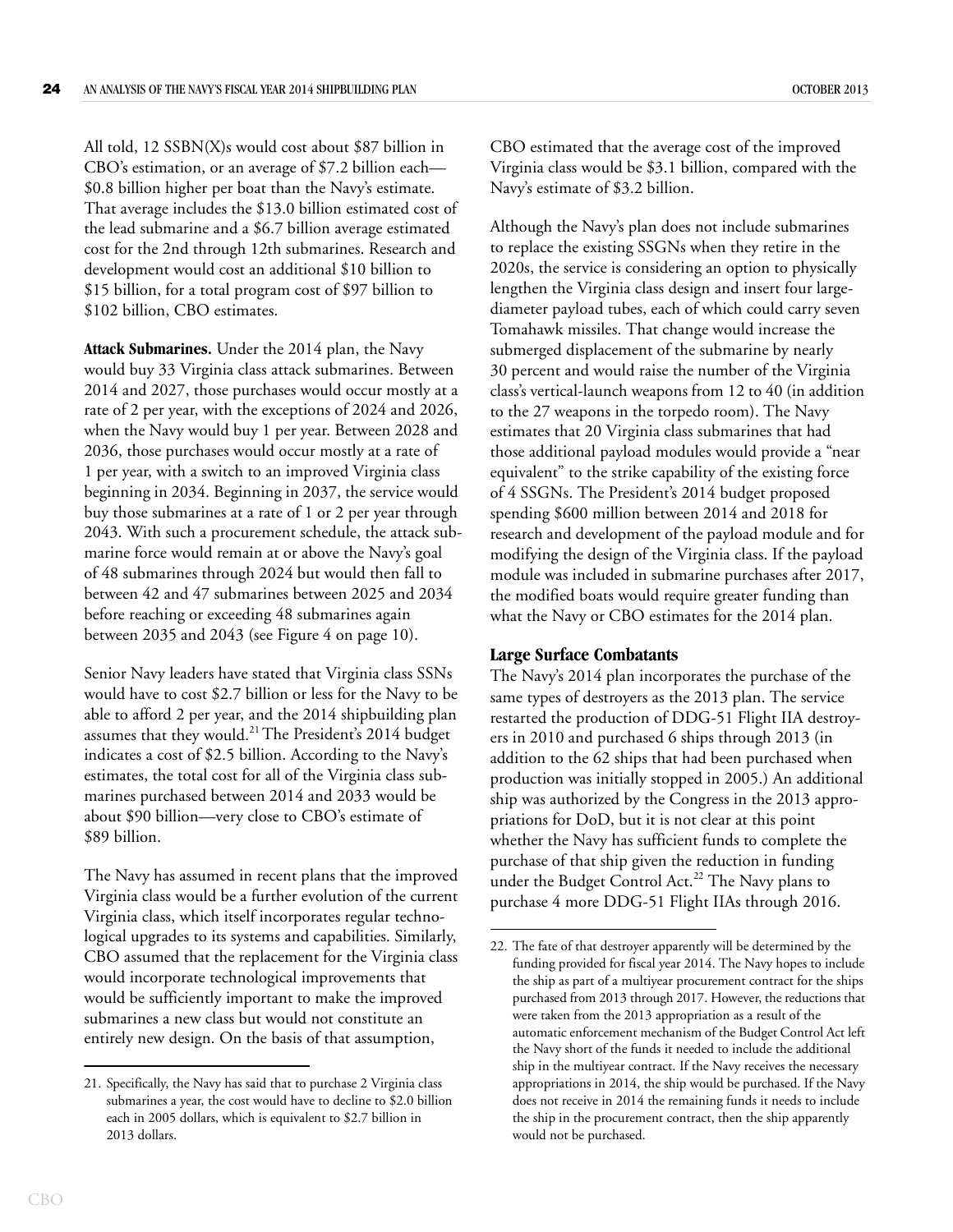All told, 12 SSBN(X)s would cost about $87 billion in CBO's estimation, or an average of $7.2 billion each—$0.8 billion higher per boat than the Navy's estimate. That average includes the $13.0 billion estimated cost of the lead submarine and a $6.7 billion average estimated cost for the 2nd through 12th submarines. Research and development would cost an additional $10 billion to $15 billion, for a total program cost of $97 billion to $102 billion, CBO estimates.

**Attack Submarines.** Under the 2014 plan, the Navy would buy 33 Virginia class attack submarines. Between 2014 and 2027, those purchases would occur mostly at a rate of 2 per year, with the exceptions of 2024 and 2026, when the Navy would buy 1 per year. Between 2028 and 2036, those purchases would occur mostly at a rate of 1 per year, with a switch to an improved Virginia class beginning in 2034. Beginning in 2037, the service would buy those submarines at a rate of 1 or 2 per year through 2043. With such a procurement schedule, the attack submarine force would remain at or above the Navy's goal of 48 submarines through 2024 but would then fall to between 42 and 47 submarines between 2025 and 2034 before reaching or exceeding 48 submarines again between 2035 and 2043 (see Figure 4 on page 10).

Senior Navy leaders have stated that Virginia class SSNs would have to cost $2.7 billion or less for the Navy to be able to afford 2 per year, and the 2014 shipbuilding plan assumes that they would.[21] The President's 2014 budget indicates a cost of $2.5 billion. According to the Navy's estimates, the total cost for all of the Virginia class submarines purchased between 2014 and 2033 would be about $90 billion—very close to CBO's estimate of $89 billion.

The Navy has assumed in recent plans that the improved Virginia class would be a further evolution of the current Virginia class, which itself incorporates regular technological upgrades to its systems and capabilities. Similarly, CBO assumed that the replacement for the Virginia class would incorporate technological improvements that would be sufficiently important to make the improved submarines a new class but would not constitute an entirely new design. On the basis of that assumption, CBO estimated that the average cost of the improved Virginia class would be $3.1 billion, compared with the Navy's estimate of $3.2 billion.

Although the Navy's plan does not include submarines to replace the existing SSGNs when they retire in the 2020s, the service is considering an option to physically lengthen the Virginia class design and insert four large-diameter payload tubes, each of which could carry seven Tomahawk missiles. That change would increase the submerged displacement of the submarine by nearly 30 percent and would raise the number of the Virginia class's vertical-launch weapons from 12 to 40 (in addition to the 27 weapons in the torpedo room). The Navy estimates that 20 Virginia class submarines that had those additional payload modules would provide a "near equivalent" to the strike capability of the existing force of 4 SSGNs. The President's 2014 budget proposed spending $600 million between 2014 and 2018 for research and development of the payload module and for modifying the design of the Virginia class. If the payload module was included in submarine purchases after 2017, the modified boats would require greater funding than what the Navy or CBO estimates for the 2014 plan.

### Large Surface Combatants

The Navy's 2014 plan incorporates the purchase of the same types of destroyers as the 2013 plan. The service restarted the production of DDG-51 Flight IIA destroyers in 2010 and purchased 6 ships through 2013 (in addition to the 62 ships that had been purchased when production was initially stopped in 2005.) An additional ship was authorized by the Congress in the 2013 appropriations for DoD, but it is not clear at this point whether the Navy has sufficient funds to complete the purchase of that ship given the reduction in funding under the Budget Control Act.[22] The Navy plans to purchase 4 more DDG-51 Flight IIAs through 2016.

---

21. Specifically, the Navy has said that to purchase 2 Virginia class submarines a year, the cost would have to decline to $2.0 billion each in 2005 dollars, which is equivalent to $2.7 billion in 2013 dollars.

22. The fate of that destroyer apparently will be determined by the funding provided for fiscal year 2014. The Navy hopes to include the ship as part of a multiyear procurement contract for the ships purchased from 2013 through 2017. However, the reductions that were taken from the 2013 appropriation as a result of the automatic enforcement mechanism of the Budget Control Act left the Navy short of the funds it needed to include the additional ship in the multiyear contract. If the Navy receives the necessary appropriations in 2014, the ship would be purchased. If the Navy does not receive in 2014 the remaining funds it needs to include the ship in the procurement contract, then the ship apparently would not be purchased.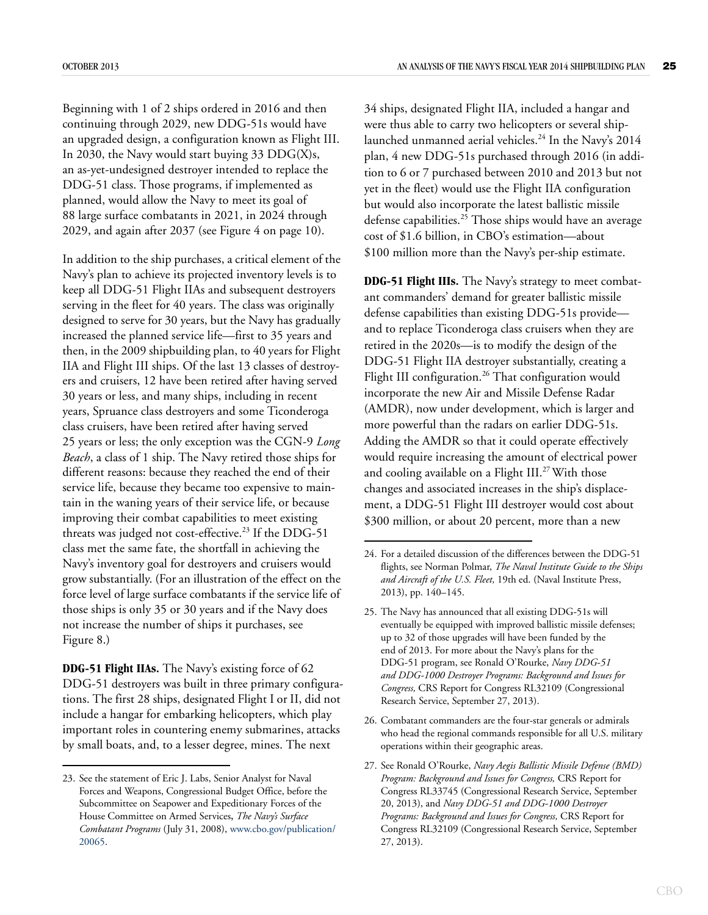Beginning with 1 of 2 ships ordered in 2016 and then continuing through 2029, new DDG-51s would have an upgraded design, a configuration known as Flight III. In 2030, the Navy would start buying 33 DDG(X)s, an as-yet-undesigned destroyer intended to replace the DDG-51 class. Those programs, if implemented as planned, would allow the Navy to meet its goal of 88 large surface combatants in 2021, in 2024 through 2029, and again after 2037 (see Figure 4 on page 10).

In addition to the ship purchases, a critical element of the Navy's plan to achieve its projected inventory levels is to keep all DDG-51 Flight IIAs and subsequent destroyers serving in the fleet for 40 years. The class was originally designed to serve for 30 years, but the Navy has gradually increased the planned service life—first to 35 years and then, in the 2009 shipbuilding plan, to 40 years for Flight IIA and Flight III ships. Of the last 13 classes of destroyers and cruisers, 12 have been retired after having served 30 years or less, and many ships, including in recent years, Spruance class destroyers and some Ticonderoga class cruisers, have been retired after having served 25 years or less; the only exception was the CGN-9 *Long Beach*, a class of 1 ship. The Navy retired those ships for different reasons: because they reached the end of their service life, because they became too expensive to maintain in the waning years of their service life, or because improving their combat capabilities to meet existing threats was judged not cost-effective.[23] If the DDG-51 class met the same fate, the shortfall in achieving the Navy's inventory goal for destroyers and cruisers would grow substantially. (For an illustration of the effect on the force level of large surface combatants if the service life of those ships is only 35 or 30 years and if the Navy does not increase the number of ships it purchases, see Figure 8.)

**DDG-51 Flight IIAs.** The Navy's existing force of 62 DDG-51 destroyers was built in three primary configurations. The first 28 ships, designated Flight I or II, did not include a hangar for embarking helicopters, which play important roles in countering enemy submarines, attacks by small boats, and, to a lesser degree, mines. The next 34 ships, designated Flight IIA, included a hangar and were thus able to carry two helicopters or several ship-launched unmanned aerial vehicles.[24] In the Navy's 2014 plan, 4 new DDG-51s purchased through 2016 (in addition to 6 or 7 purchased between 2010 and 2013 but not yet in the fleet) would use the Flight IIA configuration but would also incorporate the latest ballistic missile defense capabilities.[25] Those ships would have an average cost of $1.6 billion, in CBO's estimation—about $100 million more than the Navy's per-ship estimate.

**DDG-51 Flight IIIs.** The Navy's strategy to meet combatant commanders' demand for greater ballistic missile defense capabilities than existing DDG-51s provide—and to replace Ticonderoga class cruisers when they are retired in the 2020s—is to modify the design of the DDG-51 Flight IIA destroyer substantially, creating a Flight III configuration.[26] That configuration would incorporate the new Air and Missile Defense Radar (AMDR), now under development, which is larger and more powerful than the radars on earlier DDG-51s. Adding the AMDR so that it could operate effectively would require increasing the amount of electrical power and cooling available on a Flight III.[27] With those changes and associated increases in the ship's displacement, a DDG-51 Flight III destroyer would cost about $300 million, or about 20 percent, more than a new

---

23. See the statement of Eric J. Labs, Senior Analyst for Naval Forces and Weapons, Congressional Budget Office, before the Subcommittee on Seapower and Expeditionary Forces of the House Committee on Armed Services, *The Navy's Surface Combatant Programs* (July 31, 2008), www.cbo.gov/publication/20065.

24. For a detailed discussion of the differences between the DDG-51 flights, see Norman Polmar, *The Naval Institute Guide to the Ships and Aircraft of the U.S. Fleet,* 19th ed. (Naval Institute Press, 2013), pp. 140–145.

25. The Navy has announced that all existing DDG-51s will eventually be equipped with improved ballistic missile defenses; up to 32 of those upgrades will have been funded by the end of 2013. For more about the Navy's plans for the DDG-51 program, see Ronald O'Rourke, *Navy DDG-51 and DDG-1000 Destroyer Programs: Background and Issues for Congress,* CRS Report for Congress RL32109 (Congressional Research Service, September 27, 2013).

26. Combatant commanders are the four-star generals or admirals who head the regional commands responsible for all U.S. military operations within their geographic areas.

27. See Ronald O'Rourke, *Navy Aegis Ballistic Missile Defense (BMD) Program: Background and Issues for Congress,* CRS Report for Congress RL33745 (Congressional Research Service, September 20, 2013), and *Navy DDG-51 and DDG-1000 Destroyer Programs: Background and Issues for Congress,* CRS Report for Congress RL32109 (Congressional Research Service, September 27, 2013).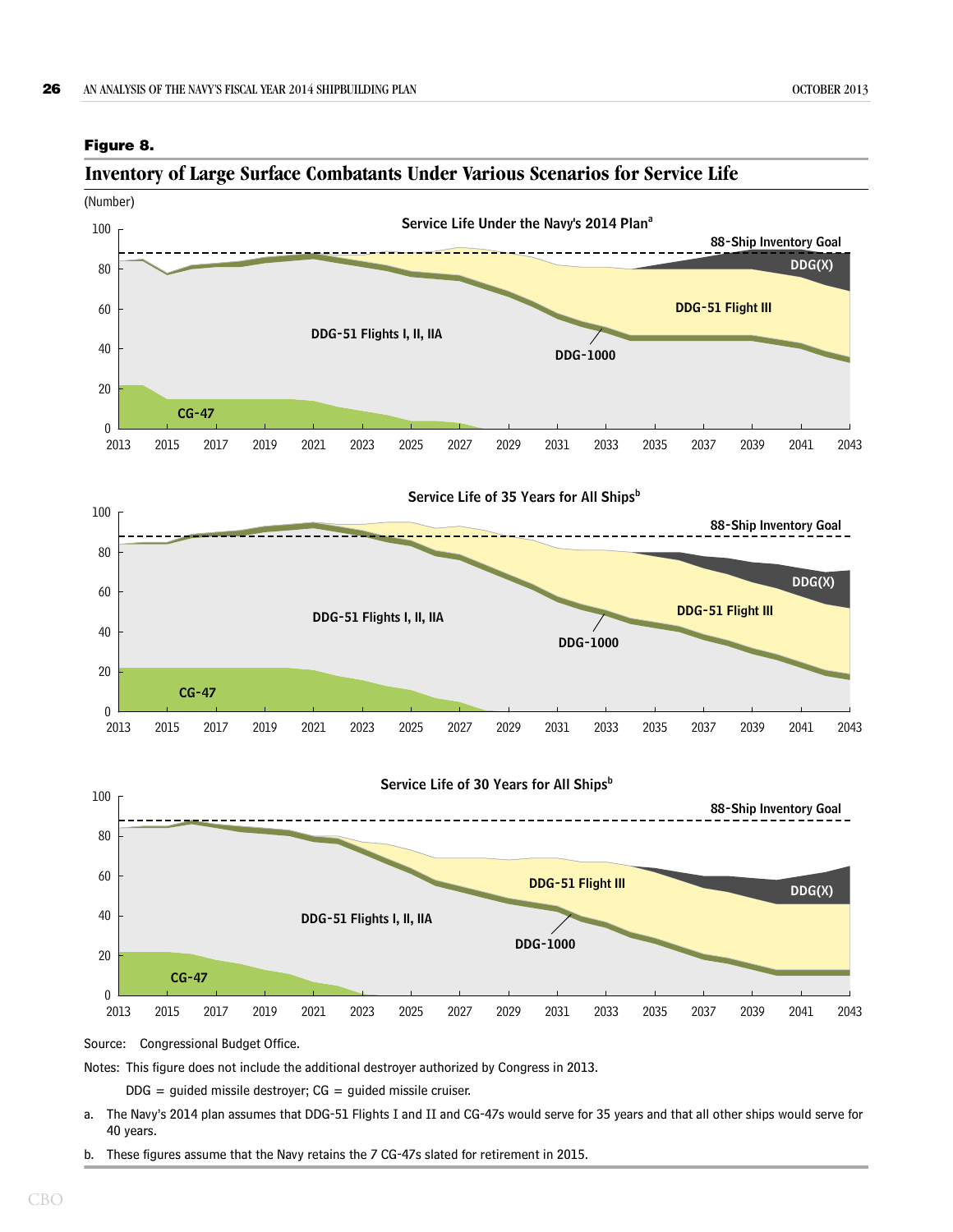**Figure 8.**

## Inventory of Large Surface Combatants Under Various Scenarios for Service Life

(Number)

Service Life Under the Navy's 2014 Plan[a]

88-Ship Inventory Goal

DDG(X)

DDG-51 Flight III

DDG-51 Flights I, II, IIA

DDG-1000

CG-47

Service Life of 35 Years for All Ships[b]

88-Ship Inventory Goal

DDG(X)

DDG-51 Flight III

DDG-51 Flights I, II, IIA

DDG-1000

CG-47

Service Life of 30 Years for All Ships[b]

88-Ship Inventory Goal

DDG-51 Flight III

DDG(X)

DDG-51 Flights I, II, IIA

DDG-1000

CG-47

Source: Congressional Budget Office.

Notes: This figure does not include the additional destroyer authorized by Congress in 2013.

DDG = guided missile destroyer; CG = guided missile cruiser.

a. The Navy's 2014 plan assumes that DDG-51 Flights I and II and CG-47s would serve for 35 years and that all other ships would serve for 40 years.

b. These figures assume that the Navy retains the 7 CG-47s slated for retirement in 2015.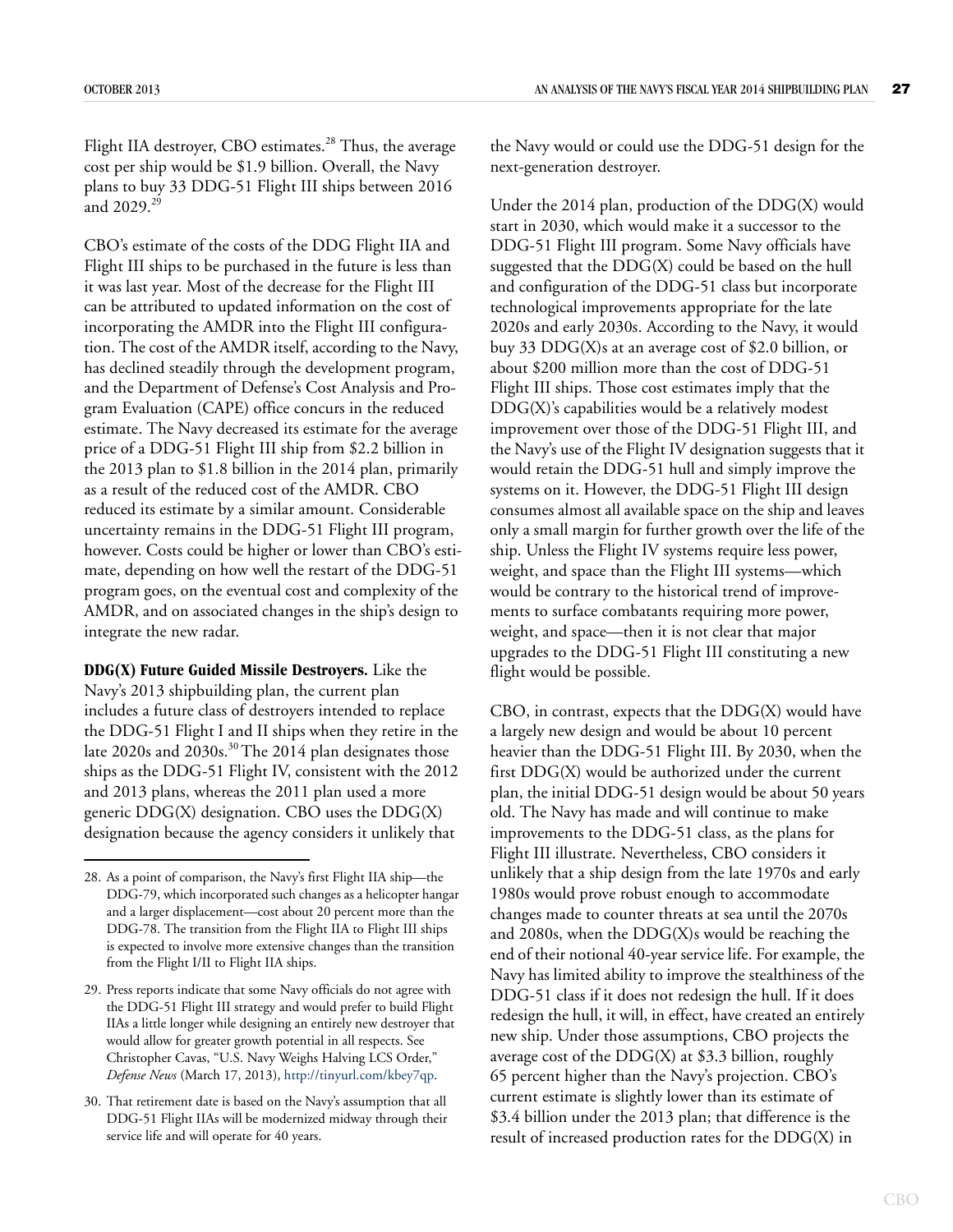Flight IIA destroyer, CBO estimates.[28] Thus, the average cost per ship would be $1.9 billion. Overall, the Navy plans to buy 33 DDG-51 Flight III ships between 2016 and 2029.[29]

CBO's estimate of the costs of the DDG Flight IIA and Flight III ships to be purchased in the future is less than it was last year. Most of the decrease for the Flight III can be attributed to updated information on the cost of incorporating the AMDR into the Flight III configuration. The cost of the AMDR itself, according to the Navy, has declined steadily through the development program, and the Department of Defense's Cost Analysis and Program Evaluation (CAPE) office concurs in the reduced estimate. The Navy decreased its estimate for the average price of a DDG-51 Flight III ship from $2.2 billion in the 2013 plan to $1.8 billion in the 2014 plan, primarily as a result of the reduced cost of the AMDR. CBO reduced its estimate by a similar amount. Considerable uncertainty remains in the DDG-51 Flight III program, however. Costs could be higher or lower than CBO's estimate, depending on how well the restart of the DDG-51 program goes, on the eventual cost and complexity of the AMDR, and on associated changes in the ship's design to integrate the new radar.

**DDG(X) Future Guided Missile Destroyers.** Like the Navy's 2013 shipbuilding plan, the current plan includes a future class of destroyers intended to replace the DDG-51 Flight I and II ships when they retire in the late 2020s and 2030s.[30] The 2014 plan designates those ships as the DDG-51 Flight IV, consistent with the 2012 and 2013 plans, whereas the 2011 plan used a more generic DDG(X) designation. CBO uses the DDG(X) designation because the agency considers it unlikely that the Navy would or could use the DDG-51 design for the next-generation destroyer.

Under the 2014 plan, production of the DDG(X) would start in 2030, which would make it a successor to the DDG-51 Flight III program. Some Navy officials have suggested that the DDG(X) could be based on the hull and configuration of the DDG-51 class but incorporate technological improvements appropriate for the late 2020s and early 2030s. According to the Navy, it would buy 33 DDG(X)s at an average cost of $2.0 billion, or about $200 million more than the cost of DDG-51 Flight III ships. Those cost estimates imply that the DDG(X)'s capabilities would be a relatively modest improvement over those of the DDG-51 Flight III, and the Navy's use of the Flight IV designation suggests that it would retain the DDG-51 hull and simply improve the systems on it. However, the DDG-51 Flight III design consumes almost all available space on the ship and leaves only a small margin for further growth over the life of the ship. Unless the Flight IV systems require less power, weight, and space than the Flight III systems—which would be contrary to the historical trend of improvements to surface combatants requiring more power, weight, and space—then it is not clear that major upgrades to the DDG-51 Flight III constituting a new flight would be possible.

CBO, in contrast, expects that the DDG(X) would have a largely new design and would be about 10 percent heavier than the DDG-51 Flight III. By 2030, when the first DDG(X) would be authorized under the current plan, the initial DDG-51 design would be about 50 years old. The Navy has made and will continue to make improvements to the DDG-51 class, as the plans for Flight III illustrate. Nevertheless, CBO considers it unlikely that a ship design from the late 1970s and early 1980s would prove robust enough to accommodate changes made to counter threats at sea until the 2070s and 2080s, when the DDG(X)s would be reaching the end of their notional 40-year service life. For example, the Navy has limited ability to improve the stealthiness of the DDG-51 class if it does not redesign the hull. If it does redesign the hull, it will, in effect, have created an entirely new ship. Under those assumptions, CBO projects the average cost of the DDG(X) at $3.3 billion, roughly 65 percent higher than the Navy's projection. CBO's current estimate is slightly lower than its estimate of $3.4 billion under the 2013 plan; that difference is the result of increased production rates for the DDG(X) in

---

28. As a point of comparison, the Navy's first Flight IIA ship—the DDG-79, which incorporated such changes as a helicopter hangar and a larger displacement—cost about 20 percent more than the DDG-78. The transition from the Flight IIA to Flight III ships is expected to involve more extensive changes than the transition from the Flight I/II to Flight IIA ships.

29. Press reports indicate that some Navy officials do not agree with the DDG-51 Flight III strategy and would prefer to build Flight IIAs a little longer while designing an entirely new destroyer that would allow for greater growth potential in all respects. See Christopher Cavas, "U.S. Navy Weighs Halving LCS Order," *Defense News* (March 17, 2013), http://tinyurl.com/kbey7qp.

30. That retirement date is based on the Navy's assumption that all DDG-51 Flight IIAs will be modernized midway through their service life and will operate for 40 years.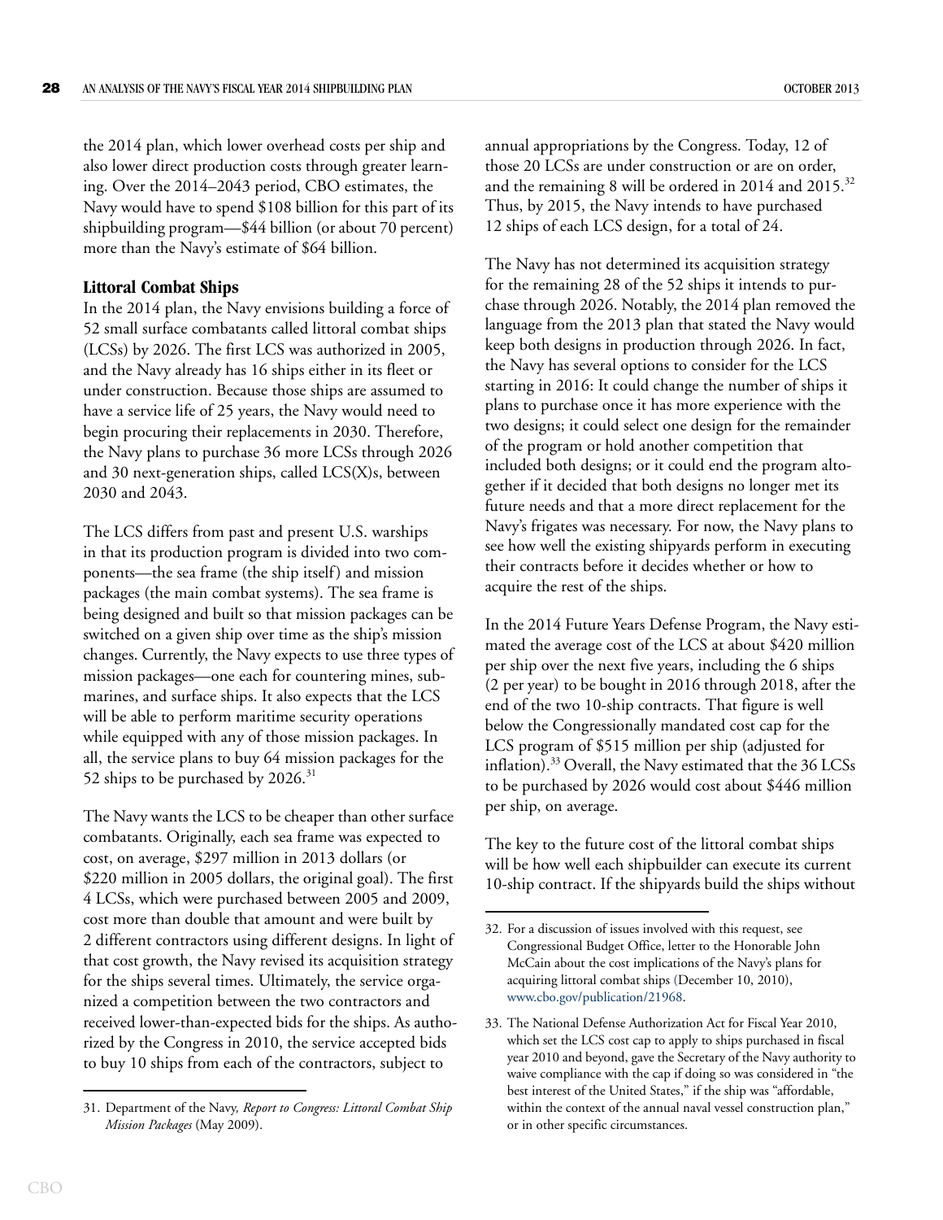the 2014 plan, which lower overhead costs per ship and also lower direct production costs through greater learning. Over the 2014–2043 period, CBO estimates, the Navy would have to spend $108 billion for this part of its shipbuilding program—$44 billion (or about 70 percent) more than the Navy's estimate of $64 billion.

### Littoral Combat Ships

In the 2014 plan, the Navy envisions building a force of 52 small surface combatants called littoral combat ships (LCSs) by 2026. The first LCS was authorized in 2005, and the Navy already has 16 ships either in its fleet or under construction. Because those ships are assumed to have a service life of 25 years, the Navy would need to begin procuring their replacements in 2030. Therefore, the Navy plans to purchase 36 more LCSs through 2026 and 30 next-generation ships, called LCS(X)s, between 2030 and 2043.

The LCS differs from past and present U.S. warships in that its production program is divided into two components—the sea frame (the ship itself) and mission packages (the main combat systems). The sea frame is being designed and built so that mission packages can be switched on a given ship over time as the ship's mission changes. Currently, the Navy expects to use three types of mission packages—one each for countering mines, submarines, and surface ships. It also expects that the LCS will be able to perform maritime security operations while equipped with any of those mission packages. In all, the service plans to buy 64 mission packages for the 52 ships to be purchased by 2026.[31]

The Navy wants the LCS to be cheaper than other surface combatants. Originally, each sea frame was expected to cost, on average, $297 million in 2013 dollars (or $220 million in 2005 dollars, the original goal). The first 4 LCSs, which were purchased between 2005 and 2009, cost more than double that amount and were built by 2 different contractors using different designs. In light of that cost growth, the Navy revised its acquisition strategy for the ships several times. Ultimately, the service organized a competition between the two contractors and received lower-than-expected bids for the ships. As authorized by the Congress in 2010, the service accepted bids to buy 10 ships from each of the contractors, subject to annual appropriations by the Congress. Today, 12 of those 20 LCSs are under construction or are on order, and the remaining 8 will be ordered in 2014 and 2015.[32] Thus, by 2015, the Navy intends to have purchased 12 ships of each LCS design, for a total of 24.

The Navy has not determined its acquisition strategy for the remaining 28 of the 52 ships it intends to purchase through 2026. Notably, the 2014 plan removed the language from the 2013 plan that stated the Navy would keep both designs in production through 2026. In fact, the Navy has several options to consider for the LCS starting in 2016: It could change the number of ships it plans to purchase once it has more experience with the two designs; it could select one design for the remainder of the program or hold another competition that included both designs; or it could end the program altogether if it decided that both designs no longer met its future needs and that a more direct replacement for the Navy's frigates was necessary. For now, the Navy plans to see how well the existing shipyards perform in executing their contracts before it decides whether or how to acquire the rest of the ships.

In the 2014 Future Years Defense Program, the Navy estimated the average cost of the LCS at about $420 million per ship over the next five years, including the 6 ships (2 per year) to be bought in 2016 through 2018, after the end of the two 10-ship contracts. That figure is well below the Congressionally mandated cost cap for the LCS program of $515 million per ship (adjusted for inflation).[33] Overall, the Navy estimated that the 36 LCSs to be purchased by 2026 would cost about $446 million per ship, on average.

The key to the future cost of the littoral combat ships will be how well each shipbuilder can execute its current 10-ship contract. If the shipyards build the ships without

31. Department of the Navy, *Report to Congress: Littoral Combat Ship Mission Packages* (May 2009).

32. For a discussion of issues involved with this request, see Congressional Budget Office, letter to the Honorable John McCain about the cost implications of the Navy's plans for acquiring littoral combat ships (December 10, 2010), www.cbo.gov/publication/21968.

33. The National Defense Authorization Act for Fiscal Year 2010, which set the LCS cost cap to apply to ships purchased in fiscal year 2010 and beyond, gave the Secretary of the Navy authority to waive compliance with the cap if doing so was considered in "the best interest of the United States," if the ship was "affordable, within the context of the annual naval vessel construction plan," or in other specific circumstances.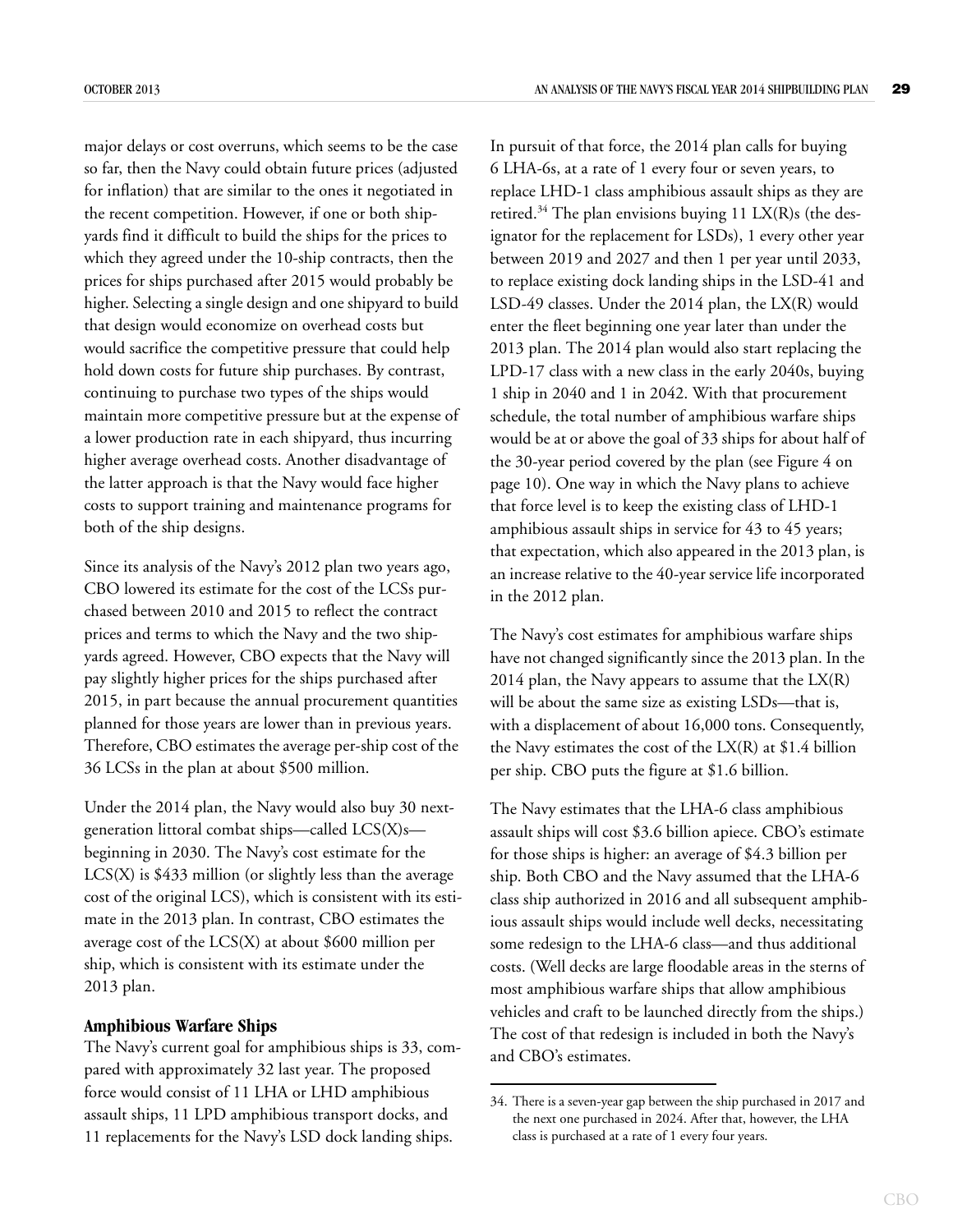major delays or cost overruns, which seems to be the case so far, then the Navy could obtain future prices (adjusted for inflation) that are similar to the ones it negotiated in the recent competition. However, if one or both shipyards find it difficult to build the ships for the prices to which they agreed under the 10-ship contracts, then the prices for ships purchased after 2015 would probably be higher. Selecting a single design and one shipyard to build that design would economize on overhead costs but would sacrifice the competitive pressure that could help hold down costs for future ship purchases. By contrast, continuing to purchase two types of the ships would maintain more competitive pressure but at the expense of a lower production rate in each shipyard, thus incurring higher average overhead costs. Another disadvantage of the latter approach is that the Navy would face higher costs to support training and maintenance programs for both of the ship designs.

Since its analysis of the Navy's 2012 plan two years ago, CBO lowered its estimate for the cost of the LCSs purchased between 2010 and 2015 to reflect the contract prices and terms to which the Navy and the two shipyards agreed. However, CBO expects that the Navy will pay slightly higher prices for the ships purchased after 2015, in part because the annual procurement quantities planned for those years are lower than in previous years. Therefore, CBO estimates the average per-ship cost of the 36 LCSs in the plan at about $500 million.

Under the 2014 plan, the Navy would also buy 30 next-generation littoral combat ships—called LCS(X)s—beginning in 2030. The Navy's cost estimate for the LCS(X) is $433 million (or slightly less than the average cost of the original LCS), which is consistent with its estimate in the 2013 plan. In contrast, CBO estimates the average cost of the LCS(X) at about $600 million per ship, which is consistent with its estimate under the 2013 plan.

### Amphibious Warfare Ships

The Navy's current goal for amphibious ships is 33, compared with approximately 32 last year. The proposed force would consist of 11 LHA or LHD amphibious assault ships, 11 LPD amphibious transport docks, and 11 replacements for the Navy's LSD dock landing ships.

In pursuit of that force, the 2014 plan calls for buying 6 LHA-6s, at a rate of 1 every four or seven years, to replace LHD-1 class amphibious assault ships as they are retired.[34] The plan envisions buying 11 LX(R)s (the designator for the replacement for LSDs), 1 every other year between 2019 and 2027 and then 1 per year until 2033, to replace existing dock landing ships in the LSD-41 and LSD-49 classes. Under the 2014 plan, the LX(R) would enter the fleet beginning one year later than under the 2013 plan. The 2014 plan would also start replacing the LPD-17 class with a new class in the early 2040s, buying 1 ship in 2040 and 1 in 2042. With that procurement schedule, the total number of amphibious warfare ships would be at or above the goal of 33 ships for about half of the 30-year period covered by the plan (see Figure 4 on page 10). One way in which the Navy plans to achieve that force level is to keep the existing class of LHD-1 amphibious assault ships in service for 43 to 45 years; that expectation, which also appeared in the 2013 plan, is an increase relative to the 40-year service life incorporated in the 2012 plan.

The Navy's cost estimates for amphibious warfare ships have not changed significantly since the 2013 plan. In the 2014 plan, the Navy appears to assume that the LX(R) will be about the same size as existing LSDs—that is, with a displacement of about 16,000 tons. Consequently, the Navy estimates the cost of the LX(R) at $1.4 billion per ship. CBO puts the figure at $1.6 billion.

The Navy estimates that the LHA-6 class amphibious assault ships will cost $3.6 billion apiece. CBO's estimate for those ships is higher: an average of $4.3 billion per ship. Both CBO and the Navy assumed that the LHA-6 class ship authorized in 2016 and all subsequent amphibious assault ships would include well decks, necessitating some redesign to the LHA-6 class—and thus additional costs. (Well decks are large floodable areas in the sterns of most amphibious warfare ships that allow amphibious vehicles and craft to be launched directly from the ships.) The cost of that redesign is included in both the Navy's and CBO's estimates.

---

34. There is a seven-year gap between the ship purchased in 2017 and the next one purchased in 2024. After that, however, the LHA class is purchased at a rate of 1 every four years.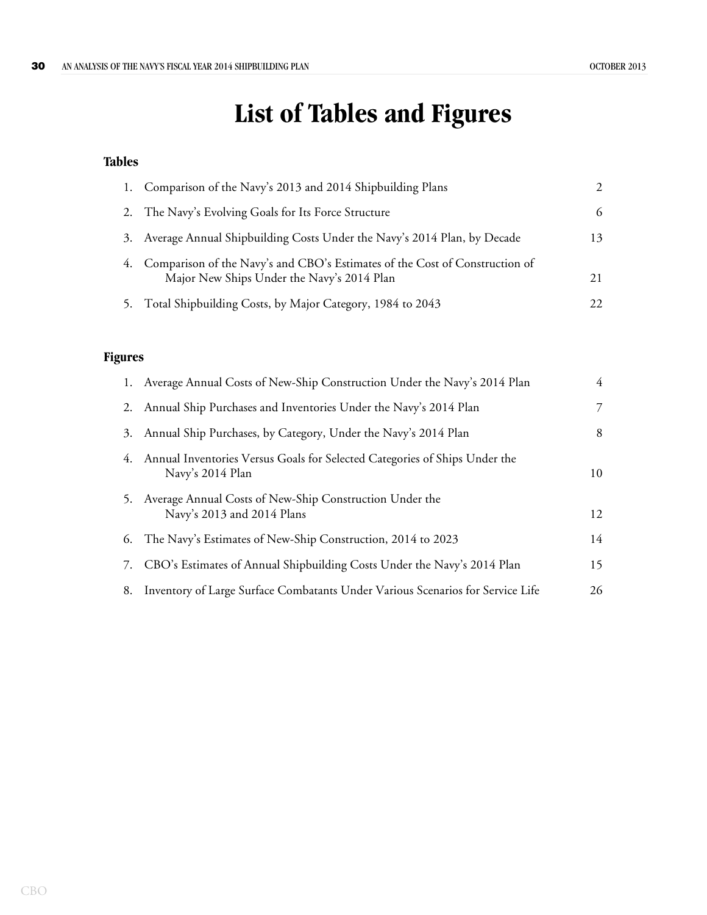# List of Tables and Figures

## Tables

1. Comparison of the Navy's 2013 and 2014 Shipbuilding Plans — 2
2. The Navy's Evolving Goals for Its Force Structure — 6
3. Average Annual Shipbuilding Costs Under the Navy's 2014 Plan, by Decade — 13
4. Comparison of the Navy's and CBO's Estimates of the Cost of Construction of Major New Ships Under the Navy's 2014 Plan — 21
5. Total Shipbuilding Costs, by Major Category, 1984 to 2043 — 22

## Figures

1. Average Annual Costs of New-Ship Construction Under the Navy's 2014 Plan — 4
2. Annual Ship Purchases and Inventories Under the Navy's 2014 Plan — 7
3. Annual Ship Purchases, by Category, Under the Navy's 2014 Plan — 8
4. Annual Inventories Versus Goals for Selected Categories of Ships Under the Navy's 2014 Plan — 10
5. Average Annual Costs of New-Ship Construction Under the Navy's 2013 and 2014 Plans — 12
6. The Navy's Estimates of New-Ship Construction, 2014 to 2023 — 14
7. CBO's Estimates of Annual Shipbuilding Costs Under the Navy's 2014 Plan — 15
8. Inventory of Large Surface Combatants Under Various Scenarios for Service Life — 26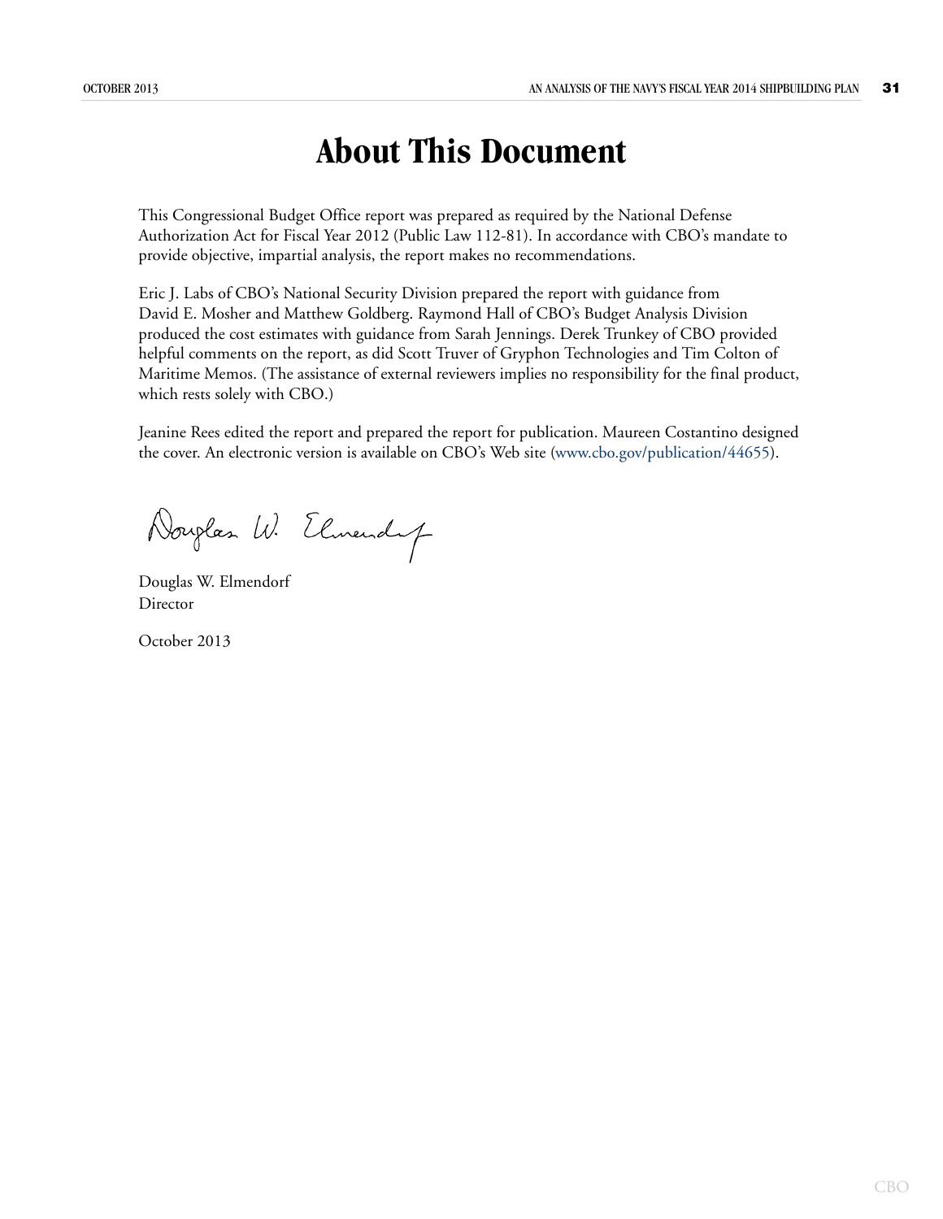# About This Document

This Congressional Budget Office report was prepared as required by the National Defense Authorization Act for Fiscal Year 2012 (Public Law 112-81). In accordance with CBO's mandate to provide objective, impartial analysis, the report makes no recommendations.

Eric J. Labs of CBO's National Security Division prepared the report with guidance from David E. Mosher and Matthew Goldberg. Raymond Hall of CBO's Budget Analysis Division produced the cost estimates with guidance from Sarah Jennings. Derek Trunkey of CBO provided helpful comments on the report, as did Scott Truver of Gryphon Technologies and Tim Colton of Maritime Memos. (The assistance of external reviewers implies no responsibility for the final product, which rests solely with CBO.)

Jeanine Rees edited the report and prepared the report for publication. Maureen Costantino designed the cover. An electronic version is available on CBO's Web site (www.cbo.gov/publication/44655).

Douglas W. Elmendorf
Director

October 2013